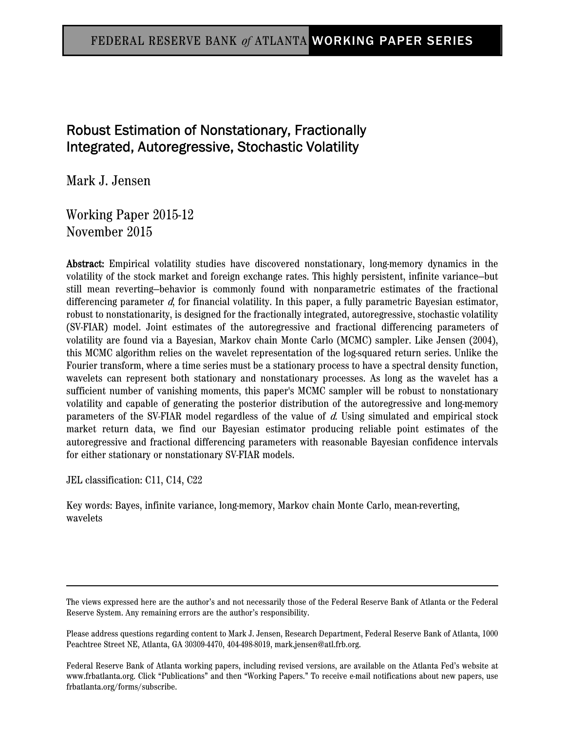FEDERAL RESERVE BANK *of* ATLANTA WORKING PAPER SERIES

# Robust Estimation of Nonstationary, Fractionally Integrated, Autoregressive, Stochastic Volatility

Mark J. Jensen

Working Paper 2015-12
November 2015

**Abstract:** Empirical volatility studies have discovered nonstationary, long-memory dynamics in the volatility of the stock market and foreign exchange rates. This highly persistent, infinite variance—but still mean reverting—behavior is commonly found with nonparametric estimates of the fractional differencing parameter $d$, for financial volatility. In this paper, a fully parametric Bayesian estimator, robust to nonstationarity, is designed for the fractionally integrated, autoregressive, stochastic volatility (SV-FIAR) model. Joint estimates of the autoregressive and fractional differencing parameters of volatility are found via a Bayesian, Markov chain Monte Carlo (MCMC) sampler. Like Jensen (2004), this MCMC algorithm relies on the wavelet representation of the log-squared return series. Unlike the Fourier transform, where a time series must be a stationary process to have a spectral density function, wavelets can represent both stationary and nonstationary processes. As long as the wavelet has a sufficient number of vanishing moments, this paper's MCMC sampler will be robust to nonstationary volatility and capable of generating the posterior distribution of the autoregressive and long-memory parameters of the SV-FIAR model regardless of the value of $d$. Using simulated and empirical stock market return data, we find our Bayesian estimator producing reliable point estimates of the autoregressive and fractional differencing parameters with reasonable Bayesian confidence intervals for either stationary or nonstationary SV-FIAR models.

JEL classification: C11, C14, C22

Key words: Bayes, infinite variance, long-memory, Markov chain Monte Carlo, mean-reverting, wavelets

---

The views expressed here are the author's and not necessarily those of the Federal Reserve Bank of Atlanta or the Federal Reserve System. Any remaining errors are the author's responsibility.

Please address questions regarding content to Mark J. Jensen, Research Department, Federal Reserve Bank of Atlanta, 1000 Peachtree Street NE, Atlanta, GA 30309-4470, 404-498-8019, mark.jensen@atl.frb.org.

Federal Reserve Bank of Atlanta working papers, including revised versions, are available on the Atlanta Fed's website at www.frbatlanta.org. Click "Publications" and then "Working Papers." To receive e-mail notifications about new papers, use frbatlanta.org/forms/subscribe.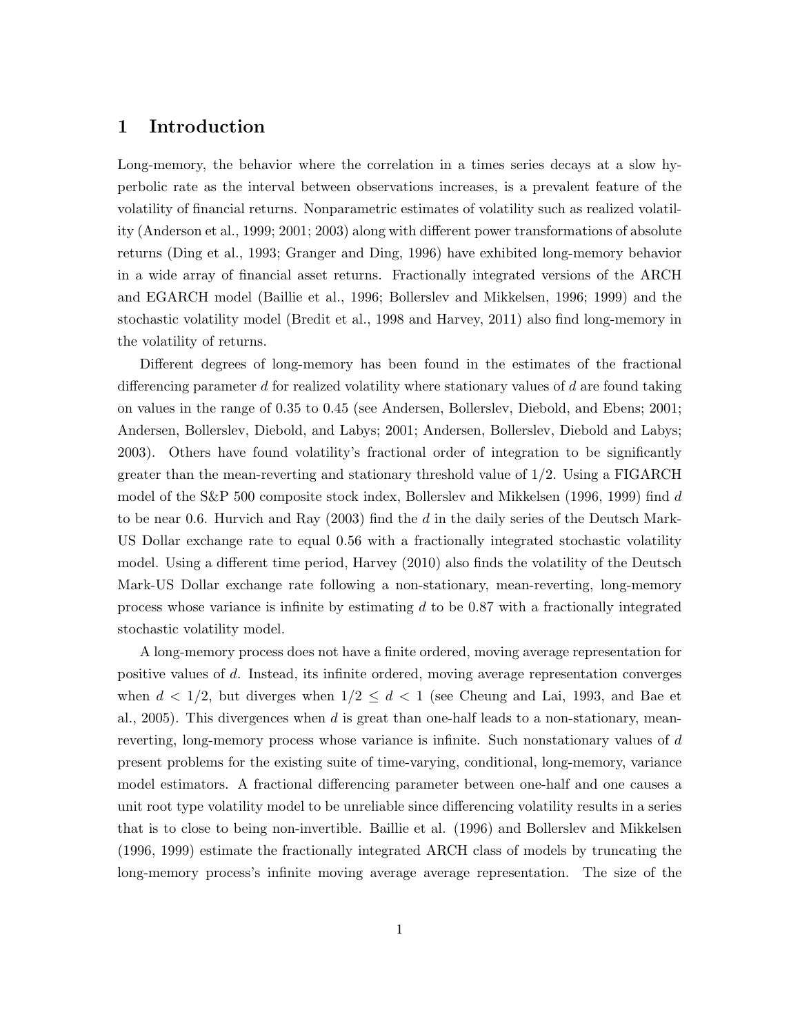## 1 Introduction

Long-memory, the behavior where the correlation in a times series decays at a slow hyperbolic rate as the interval between observations increases, is a prevalent feature of the volatility of financial returns. Nonparametric estimates of volatility such as realized volatility (Anderson et al., 1999; 2001; 2003) along with different power transformations of absolute returns (Ding et al., 1993; Granger and Ding, 1996) have exhibited long-memory behavior in a wide array of financial asset returns. Fractionally integrated versions of the ARCH and EGARCH model (Baillie et al., 1996; Bollerslev and Mikkelsen, 1996; 1999) and the stochastic volatility model (Bredit et al., 1998 and Harvey, 2011) also find long-memory in the volatility of returns.

Different degrees of long-memory has been found in the estimates of the fractional differencing parameter $d$ for realized volatility where stationary values of $d$ are found taking on values in the range of 0.35 to 0.45 (see Andersen, Bollerslev, Diebold, and Ebens; 2001; Andersen, Bollerslev, Diebold, and Labys; 2001; Andersen, Bollerslev, Diebold and Labys; 2003). Others have found volatility's fractional order of integration to be significantly greater than the mean-reverting and stationary threshold value of 1/2. Using a FIGARCH model of the S&P 500 composite stock index, Bollerslev and Mikkelsen (1996, 1999) find $d$ to be near 0.6. Hurvich and Ray (2003) find the $d$ in the daily series of the Deutsch Mark-US Dollar exchange rate to equal 0.56 with a fractionally integrated stochastic volatility model. Using a different time period, Harvey (2010) also finds the volatility of the Deutsch Mark-US Dollar exchange rate following a non-stationary, mean-reverting, long-memory process whose variance is infinite by estimating $d$ to be 0.87 with a fractionally integrated stochastic volatility model.

A long-memory process does not have a finite ordered, moving average representation for positive values of $d$. Instead, its infinite ordered, moving average representation converges when $d < 1/2$, but diverges when $1/2 \leq d < 1$ (see Cheung and Lai, 1993, and Bae et al., 2005). This divergences when $d$ is great than one-half leads to a non-stationary, mean-reverting, long-memory process whose variance is infinite. Such nonstationary values of $d$ present problems for the existing suite of time-varying, conditional, long-memory, variance model estimators. A fractional differencing parameter between one-half and one causes a unit root type volatility model to be unreliable since differencing volatility results in a series that is to close to being non-invertible. Baillie et al. (1996) and Bollerslev and Mikkelsen (1996, 1999) estimate the fractionally integrated ARCH class of models by truncating the long-memory process's infinite moving average average representation. The size of the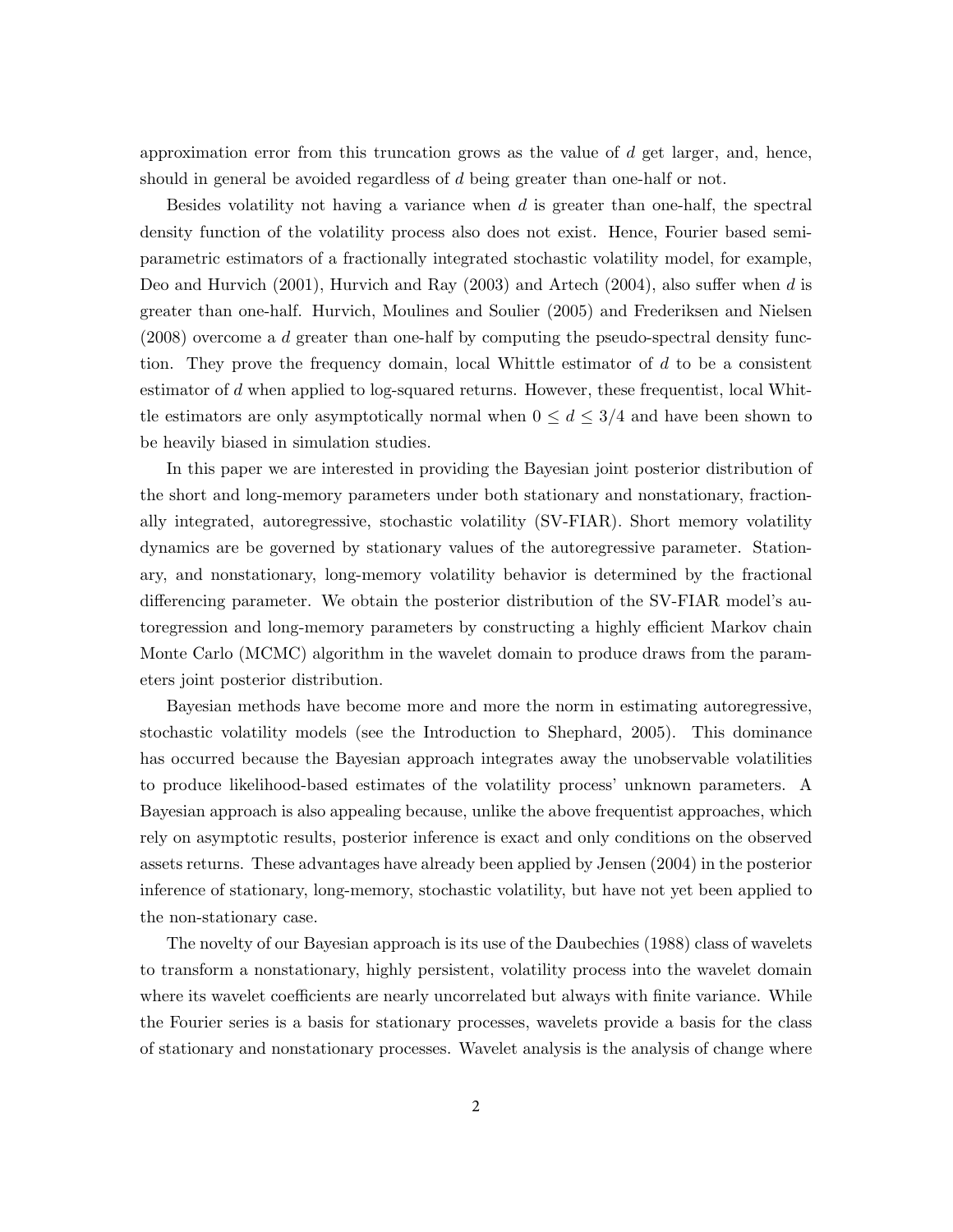approximation error from this truncation grows as the value of $d$ get larger, and, hence, should in general be avoided regardless of $d$ being greater than one-half or not.

Besides volatility not having a variance when $d$ is greater than one-half, the spectral density function of the volatility process also does not exist. Hence, Fourier based semi-parametric estimators of a fractionally integrated stochastic volatility model, for example, Deo and Hurvich (2001), Hurvich and Ray (2003) and Artech (2004), also suffer when $d$ is greater than one-half. Hurvich, Moulines and Soulier (2005) and Frederiksen and Nielsen (2008) overcome a $d$ greater than one-half by computing the pseudo-spectral density function. They prove the frequency domain, local Whittle estimator of $d$ to be a consistent estimator of $d$ when applied to log-squared returns. However, these frequentist, local Whittle estimators are only asymptotically normal when $0 \leq d \leq 3/4$ and have been shown to be heavily biased in simulation studies.

In this paper we are interested in providing the Bayesian joint posterior distribution of the short and long-memory parameters under both stationary and nonstationary, fractionally integrated, autoregressive, stochastic volatility (SV-FIAR). Short memory volatility dynamics are be governed by stationary values of the autoregressive parameter. Stationary, and nonstationary, long-memory volatility behavior is determined by the fractional differencing parameter. We obtain the posterior distribution of the SV-FIAR model's autoregression and long-memory parameters by constructing a highly efficient Markov chain Monte Carlo (MCMC) algorithm in the wavelet domain to produce draws from the parameters joint posterior distribution.

Bayesian methods have become more and more the norm in estimating autoregressive, stochastic volatility models (see the Introduction to Shephard, 2005). This dominance has occurred because the Bayesian approach integrates away the unobservable volatilities to produce likelihood-based estimates of the volatility process' unknown parameters. A Bayesian approach is also appealing because, unlike the above frequentist approaches, which rely on asymptotic results, posterior inference is exact and only conditions on the observed assets returns. These advantages have already been applied by Jensen (2004) in the posterior inference of stationary, long-memory, stochastic volatility, but have not yet been applied to the non-stationary case.

The novelty of our Bayesian approach is its use of the Daubechies (1988) class of wavelets to transform a nonstationary, highly persistent, volatility process into the wavelet domain where its wavelet coefficients are nearly uncorrelated but always with finite variance. While the Fourier series is a basis for stationary processes, wavelets provide a basis for the class of stationary and nonstationary processes. Wavelet analysis is the analysis of change where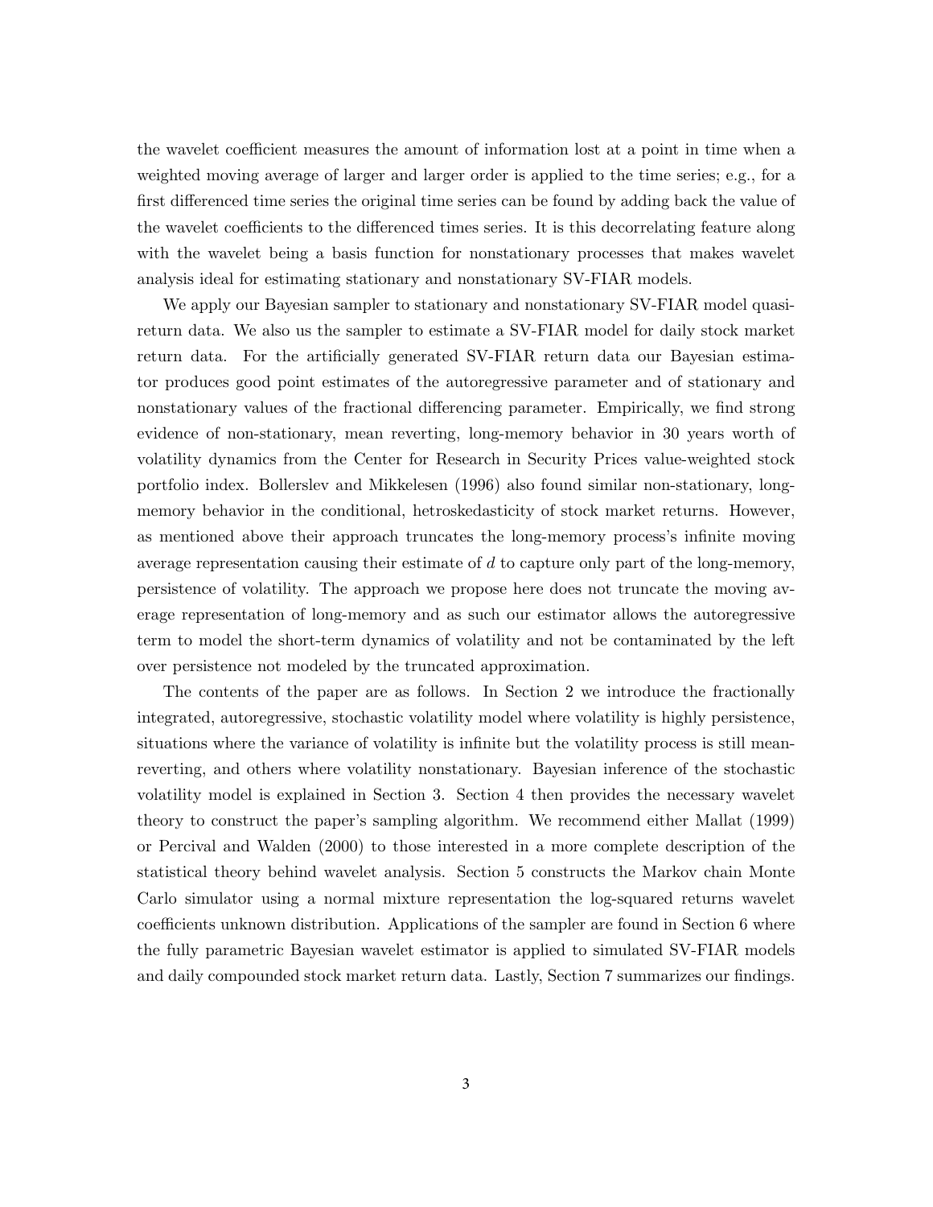the wavelet coefficient measures the amount of information lost at a point in time when a weighted moving average of larger and larger order is applied to the time series; e.g., for a first differenced time series the original time series can be found by adding back the value of the wavelet coefficients to the differenced times series. It is this decorrelating feature along with the wavelet being a basis function for nonstationary processes that makes wavelet analysis ideal for estimating stationary and nonstationary SV-FIAR models.

We apply our Bayesian sampler to stationary and nonstationary SV-FIAR model quasi-return data. We also us the sampler to estimate a SV-FIAR model for daily stock market return data. For the artificially generated SV-FIAR return data our Bayesian estimator produces good point estimates of the autoregressive parameter and of stationary and nonstationary values of the fractional differencing parameter. Empirically, we find strong evidence of non-stationary, mean reverting, long-memory behavior in 30 years worth of volatility dynamics from the Center for Research in Security Prices value-weighted stock portfolio index. Bollerslev and Mikkelesen (1996) also found similar non-stationary, long-memory behavior in the conditional, hetroskedasticity of stock market returns. However, as mentioned above their approach truncates the long-memory process's infinite moving average representation causing their estimate of $d$ to capture only part of the long-memory, persistence of volatility. The approach we propose here does not truncate the moving average representation of long-memory and as such our estimator allows the autoregressive term to model the short-term dynamics of volatility and not be contaminated by the left over persistence not modeled by the truncated approximation.

The contents of the paper are as follows. In Section 2 we introduce the fractionally integrated, autoregressive, stochastic volatility model where volatility is highly persistence, situations where the variance of volatility is infinite but the volatility process is still mean-reverting, and others where volatility nonstationary. Bayesian inference of the stochastic volatility model is explained in Section 3. Section 4 then provides the necessary wavelet theory to construct the paper's sampling algorithm. We recommend either Mallat (1999) or Percival and Walden (2000) to those interested in a more complete description of the statistical theory behind wavelet analysis. Section 5 constructs the Markov chain Monte Carlo simulator using a normal mixture representation the log-squared returns wavelet coefficients unknown distribution. Applications of the sampler are found in Section 6 where the fully parametric Bayesian wavelet estimator is applied to simulated SV-FIAR models and daily compounded stock market return data. Lastly, Section 7 summarizes our findings.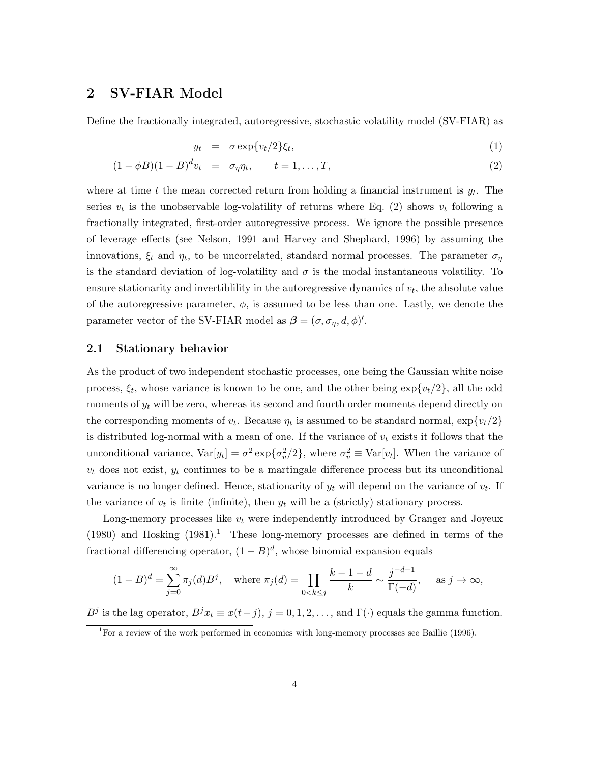## 2 SV-FIAR Model

Define the fractionally integrated, autoregressive, stochastic volatility model (SV-FIAR) as

$$
\begin{aligned}
y_t &= \sigma \exp\{v_t/2\}\xi_t, & (1) \\
(1-\phi B)(1-B)^d v_t &= \sigma_\eta \eta_t, \qquad t = 1,\ldots,T, & (2)
\end{aligned}
$$

where at time $t$ the mean corrected return from holding a financial instrument is $y_t$. The series $v_t$ is the unobservable log-volatility of returns where Eq. (2) shows $v_t$ following a fractionally integrated, first-order autoregressive process. We ignore the possible presence of leverage effects (see Nelson, 1991 and Harvey and Shephard, 1996) by assuming the innovations, $\xi_t$ and $\eta_t$, to be uncorrelated, standard normal processes. The parameter $\sigma_\eta$ is the standard deviation of log-volatility and $\sigma$ is the modal instantaneous volatility. To ensure stationarity and invertiblility in the autoregressive dynamics of $v_t$, the absolute value of the autoregressive parameter, $\phi$, is assumed to be less than one. Lastly, we denote the parameter vector of the SV-FIAR model as $\boldsymbol{\beta} = (\sigma, \sigma_\eta, d, \phi)'$.

### 2.1 Stationary behavior

As the product of two independent stochastic processes, one being the Gaussian white noise process, $\xi_t$, whose variance is known to be one, and the other being $\exp\{v_t/2\}$, all the odd moments of $y_t$ will be zero, whereas its second and fourth order moments depend directly on the corresponding moments of $v_t$. Because $\eta_t$ is assumed to be standard normal, $\exp\{v_t/2\}$ is distributed log-normal with a mean of one. If the variance of $v_t$ exists it follows that the unconditional variance, $\text{Var}[y_t] = \sigma^2 \exp\{\sigma_v^2/2\}$, where $\sigma_v^2 \equiv \text{Var}[v_t]$. When the variance of $v_t$ does not exist, $y_t$ continues to be a martingale difference process but its unconditional variance is no longer defined. Hence, stationarity of $y_t$ will depend on the variance of $v_t$. If the variance of $v_t$ is finite (infinite), then $y_t$ will be a (strictly) stationary process.

Long-memory processes like $v_t$ were independently introduced by Granger and Joyeux (1980) and Hosking (1981).[1] These long-memory processes are defined in terms of the fractional differencing operator, $(1-B)^d$, whose binomial expansion equals

$$
(1-B)^d = \sum_{j=0}^{\infty} \pi_j(d) B^j, \quad \text{where } \pi_j(d) = \prod_{0<k\leq j} \frac{k-1-d}{k} \sim \frac{j^{-d-1}}{\Gamma(-d)}, \quad \text{as } j \to \infty,
$$

$B^j$ is the lag operator, $B^j x_t \equiv x(t-j)$, $j = 0, 1, 2, \ldots$, and $\Gamma(\cdot)$ equals the gamma function.

[1] For a review of the work performed in economics with long-memory processes see Baillie (1996).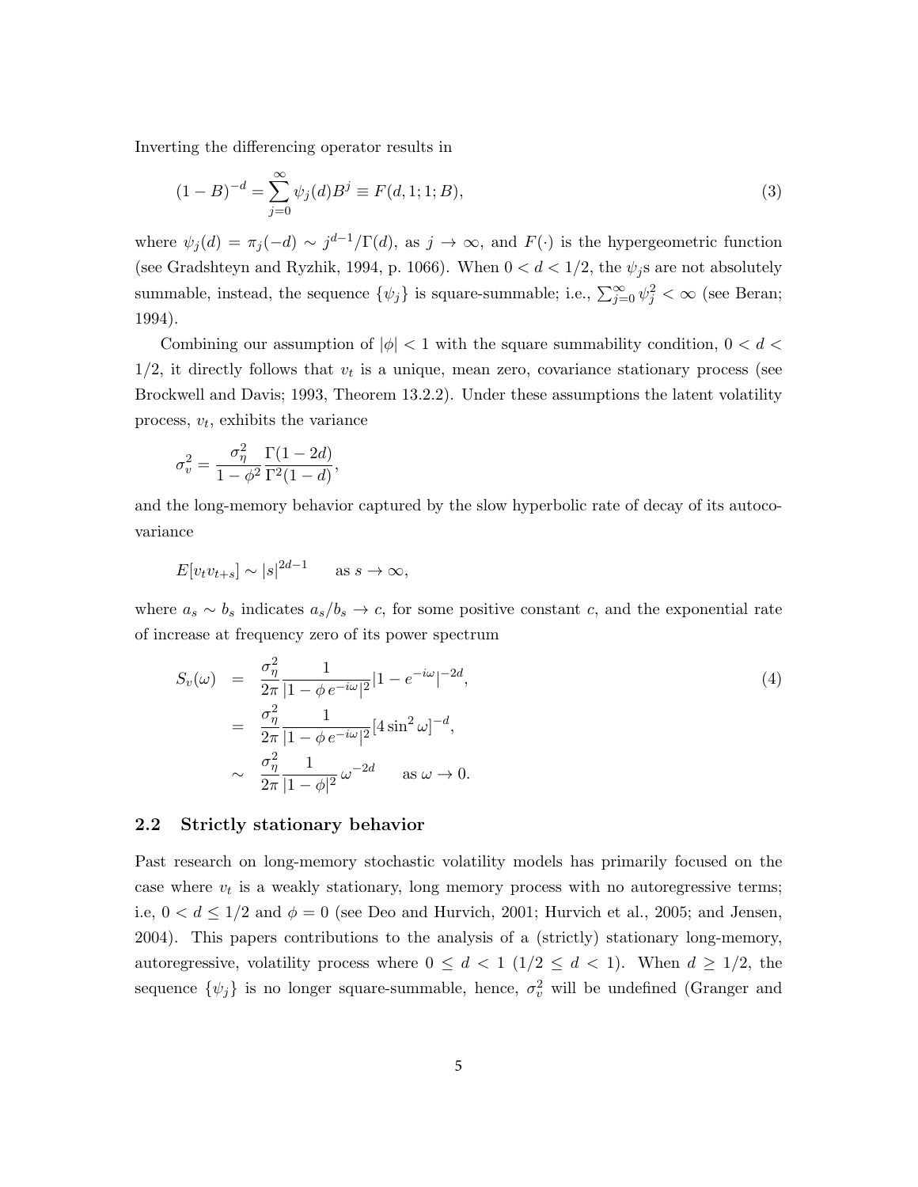Inverting the differencing operator results in

$$(1-B)^{-d} = \sum_{j=0}^{\infty} \psi_j(d) B^j \equiv F(d,1;1;B), \tag{3}$$

where $\psi_j(d) = \pi_j(-d) \sim j^{d-1}/\Gamma(d)$, as $j \to \infty$, and $F(\cdot)$ is the hypergeometric function (see Gradshteyn and Ryzhik, 1994, p. 1066). When $0 < d < 1/2$, the $\psi_j$s are not absolutely summable, instead, the sequence $\{\psi_j\}$ is square-summable; i.e., $\sum_{j=0}^{\infty} \psi_j^2 < \infty$ (see Beran; 1994).

Combining our assumption of $|\phi| < 1$ with the square summability condition, $0 < d < 1/2$, it directly follows that $v_t$ is a unique, mean zero, covariance stationary process (see Brockwell and Davis; 1993, Theorem 13.2.2). Under these assumptions the latent volatility process, $v_t$, exhibits the variance

$$\sigma_v^2 = \frac{\sigma_\eta^2}{1-\phi^2} \frac{\Gamma(1-2d)}{\Gamma^2(1-d)},$$

and the long-memory behavior captured by the slow hyperbolic rate of decay of its autocovariance

$$E[v_t v_{t+s}] \sim |s|^{2d-1} \qquad \text{as } s \to \infty,$$

where $a_s \sim b_s$ indicates $a_s/b_s \to c$, for some positive constant $c$, and the exponential rate of increase at frequency zero of its power spectrum

$$\begin{aligned}
S_v(\omega) &= \frac{\sigma_\eta^2}{2\pi} \frac{1}{|1-\phi\, e^{-i\omega}|^2} |1-e^{-i\omega}|^{-2d}, \\
&= \frac{\sigma_\eta^2}{2\pi} \frac{1}{|1-\phi\, e^{-i\omega}|^2} [4\sin^2 \omega]^{-d}, \\
&\sim \frac{\sigma_\eta^2}{2\pi} \frac{1}{|1-\phi|^2}\, \omega^{-2d} \qquad \text{as } \omega \to 0.
\end{aligned} \tag{4}$$

## 2.2 Strictly stationary behavior

Past research on long-memory stochastic volatility models has primarily focused on the case where $v_t$ is a weakly stationary, long memory process with no autoregressive terms; i.e, $0 < d \leq 1/2$ and $\phi = 0$ (see Deo and Hurvich, 2001; Hurvich et al., 2005; and Jensen, 2004). This papers contributions to the analysis of a (strictly) stationary long-memory, autoregressive, volatility process where $0 \leq d < 1$ $(1/2 \leq d < 1)$. When $d \geq 1/2$, the sequence $\{\psi_j\}$ is no longer square-summable, hence, $\sigma_v^2$ will be undefined (Granger and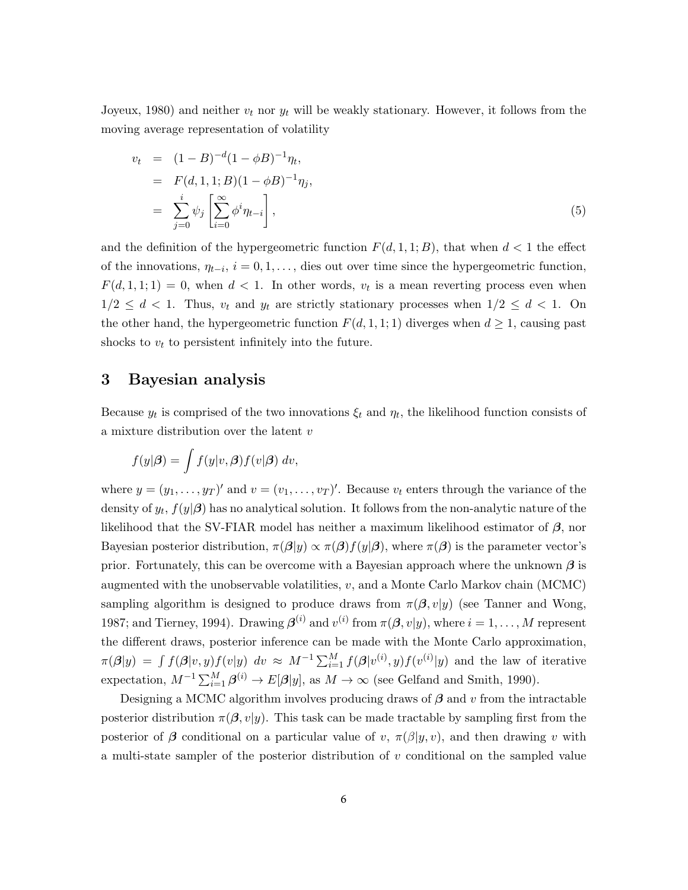Joyeux, 1980) and neither $v_t$ nor $y_t$ will be weakly stationary. However, it follows from the moving average representation of volatility

$$
\begin{aligned}
v_t &= (1-B)^{-d}(1-\phi B)^{-1}\eta_t, \\
&= F(d,1,1;B)(1-\phi B)^{-1}\eta_j, \\
&= \sum_{j=0}^{i} \psi_j \left[ \sum_{i=0}^{\infty} \phi^i \eta_{t-i} \right],
\end{aligned}
\tag{5}
$$

and the definition of the hypergeometric function $F(d,1,1;B)$, that when $d < 1$ the effect of the innovations, $\eta_{t-i}$, $i = 0, 1, \ldots$, dies out over time since the hypergeometric function, $F(d,1,1;1) = 0$, when $d < 1$. In other words, $v_t$ is a mean reverting process even when $1/2 \leq d < 1$. Thus, $v_t$ and $y_t$ are strictly stationary processes when $1/2 \leq d < 1$. On the other hand, the hypergeometric function $F(d,1,1;1)$ diverges when $d \geq 1$, causing past shocks to $v_t$ to persistent infinitely into the future.

## 3 Bayesian analysis

Because $y_t$ is comprised of the two innovations $\xi_t$ and $\eta_t$, the likelihood function consists of a mixture distribution over the latent $v$

$$
f(y|\boldsymbol{\beta}) = \int f(y|v,\boldsymbol{\beta}) f(v|\boldsymbol{\beta}) \, dv,
$$

where $y = (y_1, \ldots, y_T)'$ and $v = (v_1, \ldots, v_T)'$. Because $v_t$ enters through the variance of the density of $y_t$, $f(y|\boldsymbol{\beta})$ has no analytical solution. It follows from the non-analytic nature of the likelihood that the SV-FIAR model has neither a maximum likelihood estimator of $\boldsymbol{\beta}$, nor Bayesian posterior distribution, $\pi(\boldsymbol{\beta}|y) \propto \pi(\boldsymbol{\beta}) f(y|\boldsymbol{\beta})$, where $\pi(\boldsymbol{\beta})$ is the parameter vector's prior. Fortunately, this can be overcome with a Bayesian approach where the unknown $\boldsymbol{\beta}$ is augmented with the unobservable volatilities, $v$, and a Monte Carlo Markov chain (MCMC) sampling algorithm is designed to produce draws from $\pi(\boldsymbol{\beta}, v|y)$ (see Tanner and Wong, 1987; and Tierney, 1994). Drawing $\boldsymbol{\beta}^{(i)}$ and $v^{(i)}$ from $\pi(\boldsymbol{\beta}, v|y)$, where $i = 1, \ldots, M$ represent the different draws, posterior inference can be made with the Monte Carlo approximation, $\pi(\boldsymbol{\beta}|y) = \int f(\boldsymbol{\beta}|v,y) f(v|y) \; dv \approx M^{-1} \sum_{i=1}^{M} f(\boldsymbol{\beta}|v^{(i)}, y) f(v^{(i)}|y)$ and the law of iterative expectation, $M^{-1} \sum_{i=1}^{M} \boldsymbol{\beta}^{(i)} \rightarrow E[\boldsymbol{\beta}|y]$, as $M \rightarrow \infty$ (see Gelfand and Smith, 1990).

Designing a MCMC algorithm involves producing draws of $\boldsymbol{\beta}$ and $v$ from the intractable posterior distribution $\pi(\boldsymbol{\beta}, v|y)$. This task can be made tractable by sampling first from the posterior of $\boldsymbol{\beta}$ conditional on a particular value of $v$, $\pi(\beta|y, v)$, and then drawing $v$ with a multi-state sampler of the posterior distribution of $v$ conditional on the sampled value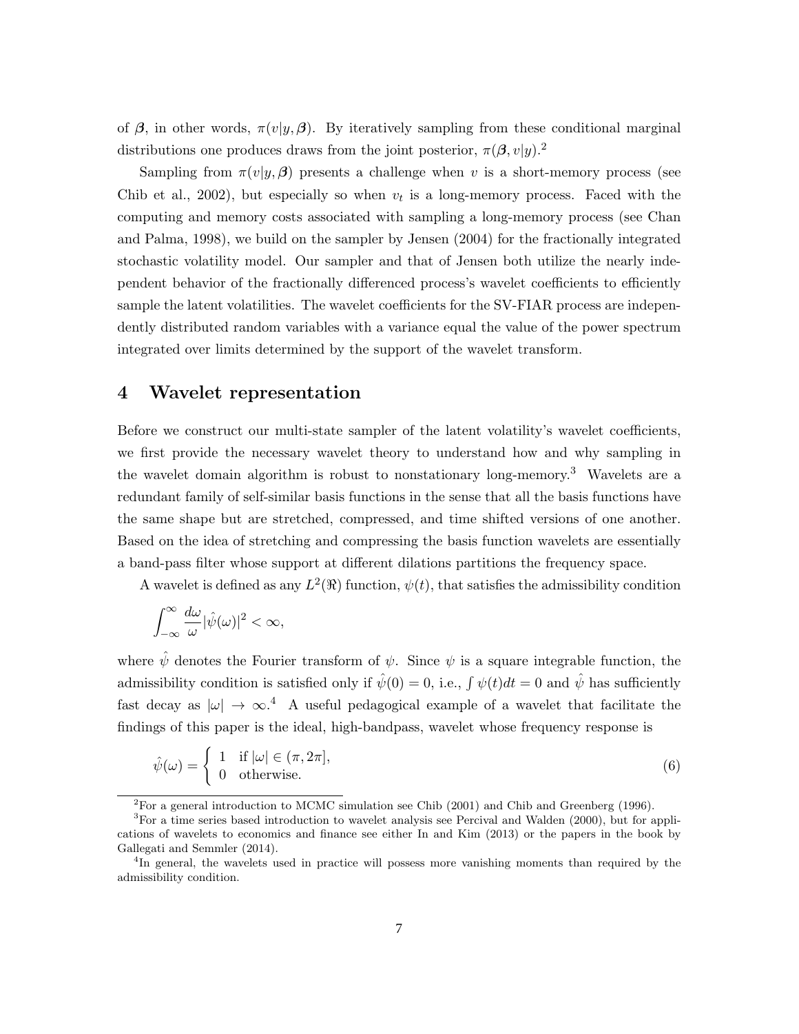of $\boldsymbol{\beta}$, in other words, $\pi(v|y, \boldsymbol{\beta})$. By iteratively sampling from these conditional marginal distributions one produces draws from the joint posterior, $\pi(\boldsymbol{\beta}, v|y)$.[2]

Sampling from $\pi(v|y, \boldsymbol{\beta})$ presents a challenge when $v$ is a short-memory process (see Chib et al., 2002), but especially so when $v_t$ is a long-memory process. Faced with the computing and memory costs associated with sampling a long-memory process (see Chan and Palma, 1998), we build on the sampler by Jensen (2004) for the fractionally integrated stochastic volatility model. Our sampler and that of Jensen both utilize the nearly independent behavior of the fractionally differenced process's wavelet coefficients to efficiently sample the latent volatilities. The wavelet coefficients for the SV-FIAR process are independently distributed random variables with a variance equal the value of the power spectrum integrated over limits determined by the support of the wavelet transform.

# 4 Wavelet representation

Before we construct our multi-state sampler of the latent volatility's wavelet coefficients, we first provide the necessary wavelet theory to understand how and why sampling in the wavelet domain algorithm is robust to nonstationary long-memory.[3] Wavelets are a redundant family of self-similar basis functions in the sense that all the basis functions have the same shape but are stretched, compressed, and time shifted versions of one another. Based on the idea of stretching and compressing the basis function wavelets are essentially a band-pass filter whose support at different dilations partitions the frequency space.

A wavelet is defined as any $L^2(\Re)$ function, $\psi(t)$, that satisfies the admissibility condition

$$\int_{-\infty}^{\infty} \frac{d\omega}{\omega} |\hat{\psi}(\omega)|^2 < \infty,$$

where $\hat{\psi}$ denotes the Fourier transform of $\psi$. Since $\psi$ is a square integrable function, the admissibility condition is satisfied only if $\hat{\psi}(0) = 0$, i.e., $\int \psi(t)dt = 0$ and $\hat{\psi}$ has sufficiently fast decay as $|\omega| \to \infty$.[4] A useful pedagogical example of a wavelet that facilitate the findings of this paper is the ideal, high-bandpass, wavelet whose frequency response is

$$\hat{\psi}(\omega) = \begin{cases} 1 & \text{if } |\omega| \in (\pi, 2\pi], \\ 0 & \text{otherwise.} \end{cases} \tag{6}$$

---

[2] For a general introduction to MCMC simulation see Chib (2001) and Chib and Greenberg (1996).

[3] For a time series based introduction to wavelet analysis see Percival and Walden (2000), but for applications of wavelets to economics and finance see either In and Kim (2013) or the papers in the book by Gallegati and Semmler (2014).

[4] In general, the wavelets used in practice will possess more vanishing moments than required by the admissibility condition.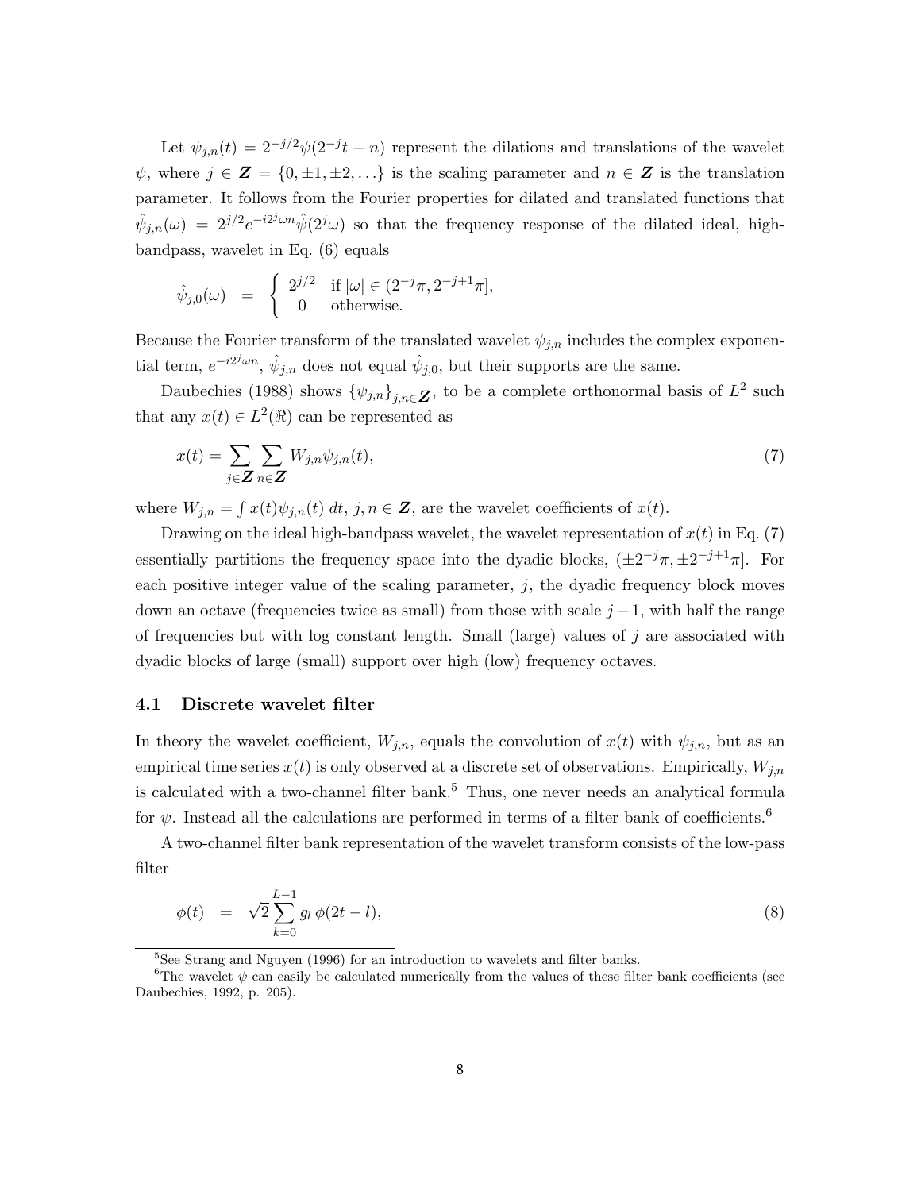Let $\psi_{j,n}(t) = 2^{-j/2}\psi(2^{-j}t - n)$ represent the dilations and translations of the wavelet $\psi$, where $j \in \boldsymbol{Z} = \{0, \pm 1, \pm 2, \ldots\}$ is the scaling parameter and $n \in \boldsymbol{Z}$ is the translation parameter. It follows from the Fourier properties for dilated and translated functions that $\hat{\psi}_{j,n}(\omega) = 2^{j/2} e^{-i2^j\omega n} \hat{\psi}(2^j\omega)$ so that the frequency response of the dilated ideal, high-bandpass, wavelet in Eq. (6) equals

$$
\hat{\psi}_{j,0}(\omega) \quad = \quad \begin{cases} 2^{j/2} & \text{if } |\omega| \in (2^{-j}\pi, 2^{-j+1}\pi], \\ 0 & \text{otherwise.} \end{cases}
$$

Because the Fourier transform of the translated wavelet $\psi_{j,n}$ includes the complex exponential term, $e^{-i2^j\omega n}$, $\hat{\psi}_{j,n}$ does not equal $\hat{\psi}_{j,0}$, but their supports are the same.

Daubechies (1988) shows $\{\psi_{j,n}\}_{j,n \in \boldsymbol{Z}}$, to be a complete orthonormal basis of $L^2$ such that any $x(t) \in L^2(\Re)$ can be represented as

$$
x(t) = \sum_{j \in \boldsymbol{Z}} \sum_{n \in \boldsymbol{Z}} W_{j,n} \psi_{j,n}(t), \tag{7}
$$

where $W_{j,n} = \int x(t) \psi_{j,n}(t) \, dt$, $j, n \in \boldsymbol{Z}$, are the wavelet coefficients of $x(t)$.

Drawing on the ideal high-bandpass wavelet, the wavelet representation of $x(t)$ in Eq. (7) essentially partitions the frequency space into the dyadic blocks, $(\pm 2^{-j}\pi, \pm 2^{-j+1}\pi]$. For each positive integer value of the scaling parameter, $j$, the dyadic frequency block moves down an octave (frequencies twice as small) from those with scale $j - 1$, with half the range of frequencies but with log constant length. Small (large) values of $j$ are associated with dyadic blocks of large (small) support over high (low) frequency octaves.

### 4.1 Discrete wavelet filter

In theory the wavelet coefficient, $W_{j,n}$, equals the convolution of $x(t)$ with $\psi_{j,n}$, but as an empirical time series $x(t)$ is only observed at a discrete set of observations. Empirically, $W_{j,n}$ is calculated with a two-channel filter bank.[5] Thus, one never needs an analytical formula for $\psi$. Instead all the calculations are performed in terms of a filter bank of coefficients.[6]

A two-channel filter bank representation of the wavelet transform consists of the low-pass filter

$$
\phi(t) \quad = \quad \sqrt{2} \sum_{k=0}^{L-1} g_l \, \phi(2t - l), \tag{8}
$$

[5] See Strang and Nguyen (1996) for an introduction to wavelets and filter banks.

[6] The wavelet $\psi$ can easily be calculated numerically from the values of these filter bank coefficients (see Daubechies, 1992, p. 205).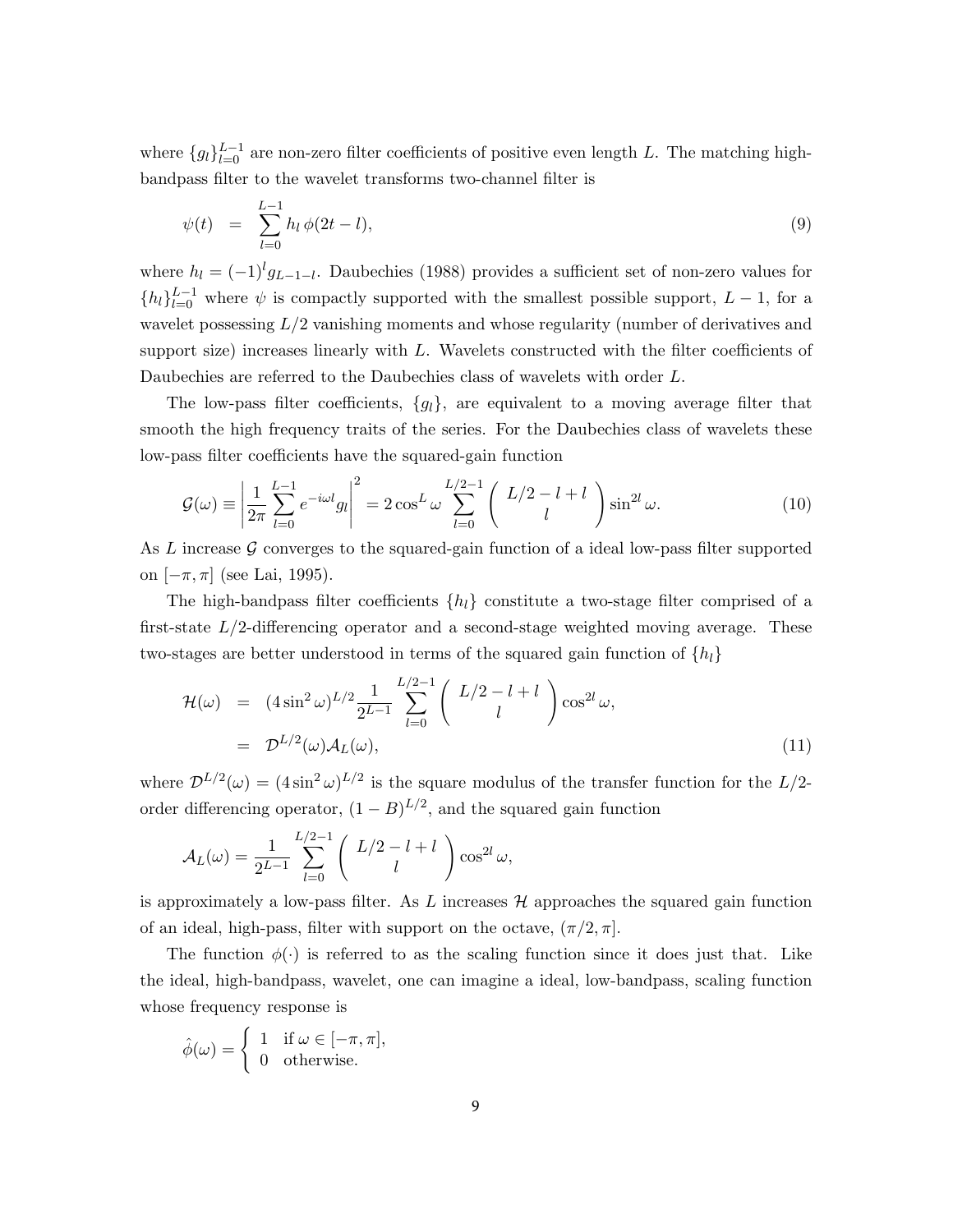where $\{g_l\}_{l=0}^{L-1}$ are non-zero filter coefficients of positive even length $L$. The matching high-bandpass filter to the wavelet transforms two-channel filter is

$$\psi(t) \;=\; \sum_{l=0}^{L-1} h_l \, \phi(2t-l), \tag{9}$$

where $h_l = (-1)^l g_{L-1-l}$. Daubechies (1988) provides a sufficient set of non-zero values for $\{h_l\}_{l=0}^{L-1}$ where $\psi$ is compactly supported with the smallest possible support, $L-1$, for a wavelet possessing $L/2$ vanishing moments and whose regularity (number of derivatives and support size) increases linearly with $L$. Wavelets constructed with the filter coefficients of Daubechies are referred to the Daubechies class of wavelets with order $L$.

The low-pass filter coefficients, $\{g_l\}$, are equivalent to a moving average filter that smooth the high frequency traits of the series. For the Daubechies class of wavelets these low-pass filter coefficients have the squared-gain function

$$\mathcal{G}(\omega) \equiv \left| \frac{1}{2\pi} \sum_{l=0}^{L-1} e^{-i\omega l} g_l \right|^2 = 2\cos^L \omega \sum_{l=0}^{L/2-1} \left( \begin{array}{c} L/2-l+l \\ l \end{array} \right) \sin^{2l} \omega. \tag{10}$$

As $L$ increase $\mathcal{G}$ converges to the squared-gain function of a ideal low-pass filter supported on $[-\pi, \pi]$ (see Lai, 1995).

The high-bandpass filter coefficients $\{h_l\}$ constitute a two-stage filter comprised of a first-state $L/2$-differencing operator and a second-stage weighted moving average. These two-stages are better understood in terms of the squared gain function of $\{h_l\}$

$$\begin{aligned} \mathcal{H}(\omega) &= (4\sin^2 \omega)^{L/2} \frac{1}{2^{L-1}} \sum_{l=0}^{L/2-1} \left( \begin{array}{c} L/2-l+l \\ l \end{array} \right) \cos^{2l} \omega, \\ &= \mathcal{D}^{L/2}(\omega) \mathcal{A}_L(\omega), \end{aligned} \tag{11}$$

where $\mathcal{D}^{L/2}(\omega) = (4\sin^2 \omega)^{L/2}$ is the square modulus of the transfer function for the $L/2$-order differencing operator, $(1-B)^{L/2}$, and the squared gain function

$$\mathcal{A}_L(\omega) = \frac{1}{2^{L-1}} \sum_{l=0}^{L/2-1} \left( \begin{array}{c} L/2-l+l \\ l \end{array} \right) \cos^{2l} \omega,$$

is approximately a low-pass filter. As $L$ increases $\mathcal{H}$ approaches the squared gain function of an ideal, high-pass, filter with support on the octave, $(\pi/2, \pi]$.

The function $\phi(\cdot)$ is referred to as the scaling function since it does just that. Like the ideal, high-bandpass, wavelet, one can imagine a ideal, low-bandpass, scaling function whose frequency response is

$$\hat{\phi}(\omega) = \left\{ \begin{array}{ll} 1 & \text{if } \omega \in [-\pi, \pi], \\ 0 & \text{otherwise.} \end{array} \right.$$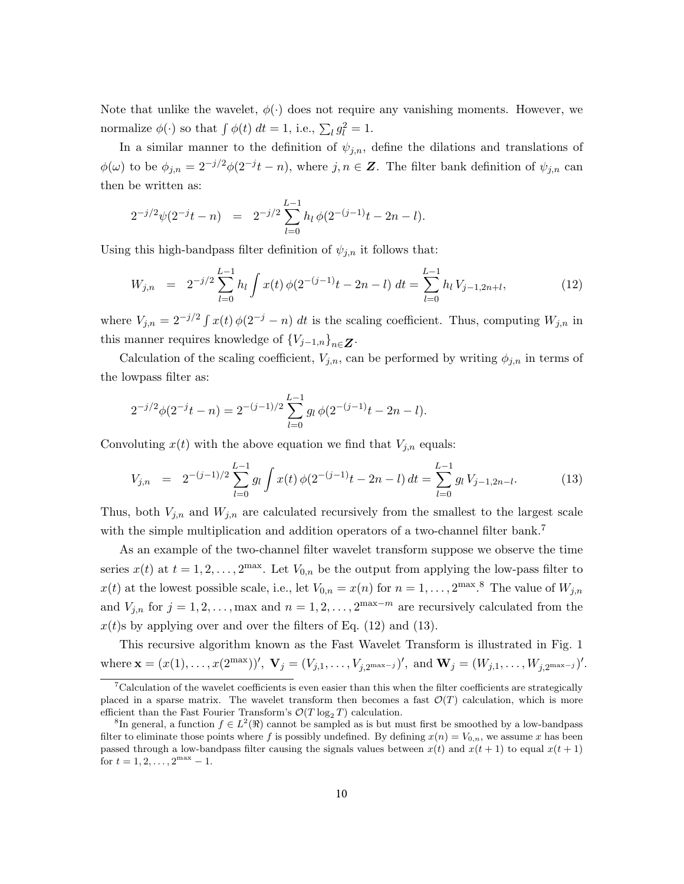Note that unlike the wavelet, $\phi(\cdot)$ does not require any vanishing moments. However, we normalize $\phi(\cdot)$ so that $\int \phi(t)\, dt = 1$, i.e., $\sum_l g_l^2 = 1$.

In a similar manner to the definition of $\psi_{j,n}$, define the dilations and translations of $\phi(\omega)$ to be $\phi_{j,n} = 2^{-j/2}\phi(2^{-j}t - n)$, where $j, n \in \boldsymbol{Z}$. The filter bank definition of $\psi_{j,n}$ can then be written as:

$$2^{-j/2}\psi(2^{-j}t - n) \;\;=\;\; 2^{-j/2}\sum_{l=0}^{L-1} h_l\, \phi(2^{-(j-1)}t - 2n - l).$$

Using this high-bandpass filter definition of $\psi_{j,n}$ it follows that:

$$W_{j,n} \;\;=\;\; 2^{-j/2}\sum_{l=0}^{L-1} h_l \int x(t)\, \phi(2^{-(j-1)}t - 2n - l)\, dt = \sum_{l=0}^{L-1} h_l\, V_{j-1,2n+l}, \tag{12}$$

where $V_{j,n} = 2^{-j/2}\int x(t)\, \phi(2^{-j} - n)\, dt$ is the scaling coefficient. Thus, computing $W_{j,n}$ in this manner requires knowledge of $\{V_{j-1,n}\}_{n\in\boldsymbol{Z}}$.

Calculation of the scaling coefficient, $V_{j,n}$, can be performed by writing $\phi_{j,n}$ in terms of the lowpass filter as:

$$2^{-j/2}\phi(2^{-j}t - n) = 2^{-(j-1)/2}\sum_{l=0}^{L-1} g_l\, \phi(2^{-(j-1)}t - 2n - l).$$

Convoluting $x(t)$ with the above equation we find that $V_{j,n}$ equals:

$$V_{j,n} \;\;=\;\; 2^{-(j-1)/2}\sum_{l=0}^{L-1} g_l \int x(t)\, \phi(2^{-(j-1)}t - 2n - l)\, dt = \sum_{l=0}^{L-1} g_l\, V_{j-1,2n-l}. \tag{13}$$

Thus, both $V_{j,n}$ and $W_{j,n}$ are calculated recursively from the smallest to the largest scale with the simple multiplication and addition operators of a two-channel filter bank.[7]

As an example of the two-channel filter wavelet transform suppose we observe the time series $x(t)$ at $t = 1, 2, \ldots, 2^{\max}$. Let $V_{0,n}$ be the output from applying the low-pass filter to $x(t)$ at the lowest possible scale, i.e., let $V_{0,n} = x(n)$ for $n = 1, \ldots, 2^{\max}$.[8] The value of $W_{j,n}$ and $V_{j,n}$ for $j = 1, 2, \ldots, \max$ and $n = 1, 2, \ldots, 2^{\max - m}$ are recursively calculated from the $x(t)$s by applying over and over the filters of Eq. (12) and (13).

This recursive algorithm known as the Fast Wavelet Transform is illustrated in Fig. 1 where $\mathbf{x} = (x(1), \ldots, x(2^{\max}))'$, $\mathbf{V}_j = (V_{j,1}, \ldots, V_{j,2^{\max-j}})'$, and $\mathbf{W}_j = (W_{j,1}, \ldots, W_{j,2^{\max-j}})'$.

[7] Calculation of the wavelet coefficients is even easier than this when the filter coefficients are strategically placed in a sparse matrix. The wavelet transform then becomes a fast $\mathcal{O}(T)$ calculation, which is more efficient than the Fast Fourier Transform's $\mathcal{O}(T \log_2 T)$ calculation.

[8] In general, a function $f \in L^2(\Re)$ cannot be sampled as is but must first be smoothed by a low-bandpass filter to eliminate those points where $f$ is possibly undefined. By defining $x(n) = V_{0,n}$, we assume $x$ has been passed through a low-bandpass filter causing the signals values between $x(t)$ and $x(t+1)$ to equal $x(t+1)$ for $t = 1, 2, \ldots, 2^{\max} - 1$.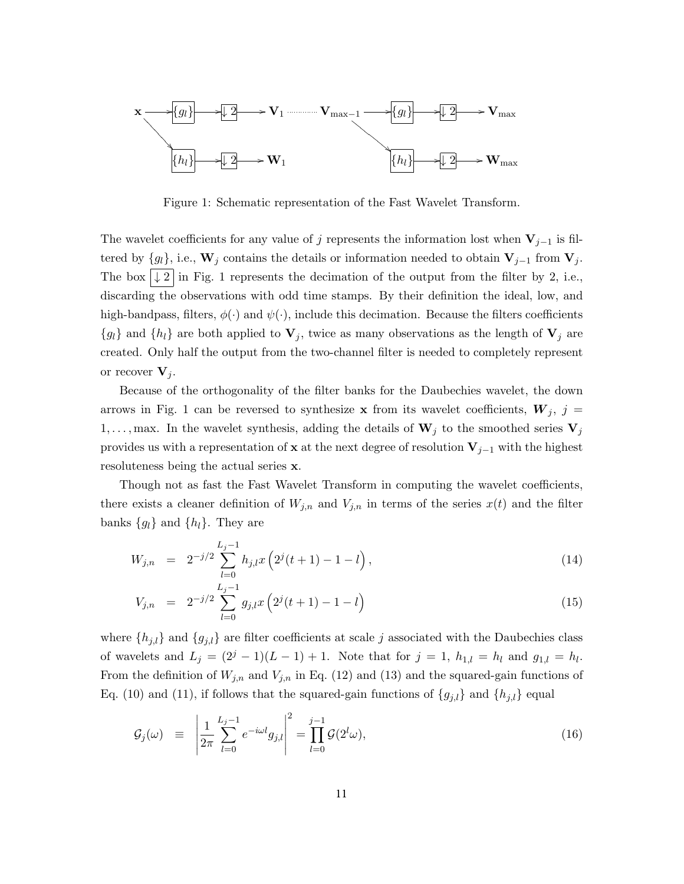Figure 1: Schematic representation of the Fast Wavelet Transform.

The wavelet coefficients for any value of $j$ represents the information lost when $\mathbf{V}_{j-1}$ is filtered by $\{g_l\}$, i.e., $\mathbf{W}_j$ contains the details or information needed to obtain $\mathbf{V}_{j-1}$ from $\mathbf{V}_j$. The box $\boxed{\downarrow 2}$ in Fig. 1 represents the decimation of the output from the filter by 2, i.e., discarding the observations with odd time stamps. By their definition the ideal, low, and high-bandpass, filters, $\phi(\cdot)$ and $\psi(\cdot)$, include this decimation. Because the filters coefficients $\{g_l\}$ and $\{h_l\}$ are both applied to $\mathbf{V}_j$, twice as many observations as the length of $\mathbf{V}_j$ are created. Only half the output from the two-channel filter is needed to completely represent or recover $\mathbf{V}_j$.

Because of the orthogonality of the filter banks for the Daubechies wavelet, the down arrows in Fig. 1 can be reversed to synthesize $\mathbf{x}$ from its wavelet coefficients, $\boldsymbol{W}_j$, $j = 1, \ldots, \max$. In the wavelet synthesis, adding the details of $\mathbf{W}_j$ to the smoothed series $\mathbf{V}_j$ provides us with a representation of $\mathbf{x}$ at the next degree of resolution $\mathbf{V}_{j-1}$ with the highest resoluteness being the actual series $\mathbf{x}$.

Though not as fast the Fast Wavelet Transform in computing the wavelet coefficients, there exists a cleaner definition of $W_{j,n}$ and $V_{j,n}$ in terms of the series $x(t)$ and the filter banks $\{g_l\}$ and $\{h_l\}$. They are

$$W_{j,n} = 2^{-j/2} \sum_{l=0}^{L_j - 1} h_{j,l} x\left(2^j(t+1) - 1 - l\right), \tag{14}$$

$$V_{j,n} = 2^{-j/2} \sum_{l=0}^{L_j - 1} g_{j,l} x\left(2^j(t+1) - 1 - l\right) \tag{15}$$

where $\{h_{j,l}\}$ and $\{g_{j,l}\}$ are filter coefficients at scale $j$ associated with the Daubechies class of wavelets and $L_j = (2^j - 1)(L - 1) + 1$. Note that for $j = 1$, $h_{1,l} = h_l$ and $g_{1,l} = h_l$. From the definition of $W_{j,n}$ and $V_{j,n}$ in Eq. (12) and (13) and the squared-gain functions of Eq. (10) and (11), if follows that the squared-gain functions of $\{g_{j,l}\}$ and $\{h_{j,l}\}$ equal

$$\mathcal{G}_j(\omega) \equiv \left| \frac{1}{2\pi} \sum_{l=0}^{L_j - 1} e^{-i\omega l} g_{j,l} \right|^2 = \prod_{l=0}^{j-1} \mathcal{G}(2^l \omega), \tag{16}$$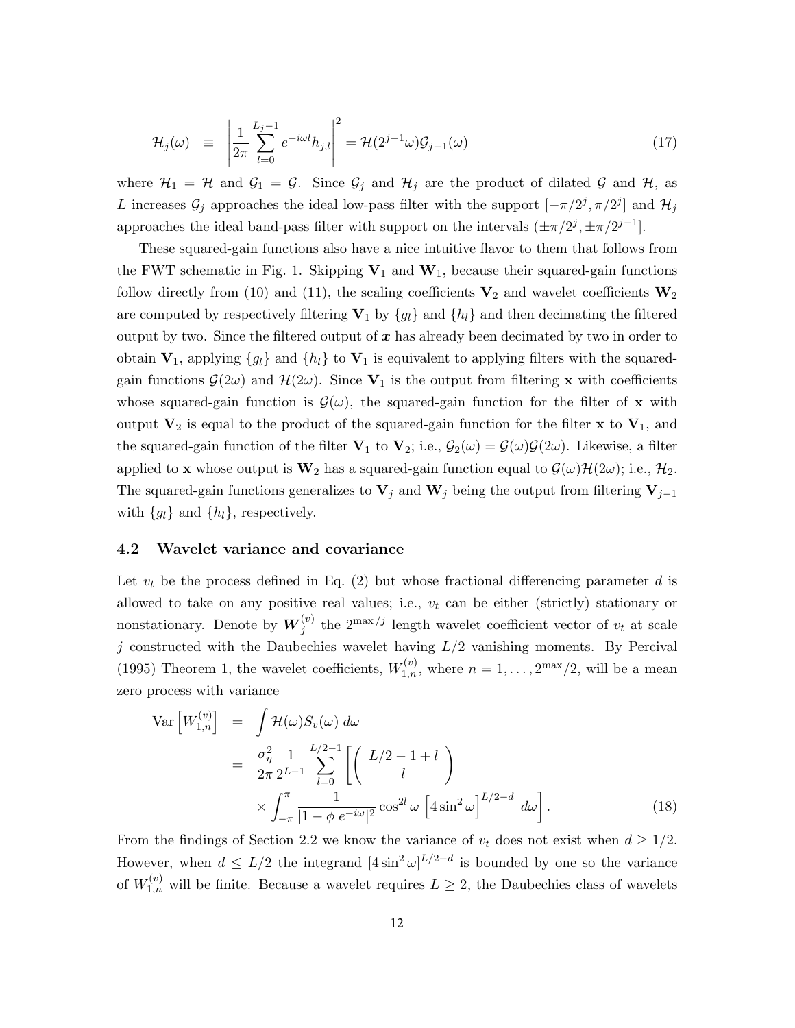$$
\mathcal{H}_j(\omega) \equiv \left| \frac{1}{2\pi} \sum_{l=0}^{L_j-1} e^{-i\omega l} h_{j,l} \right|^2 = \mathcal{H}(2^{j-1}\omega)\mathcal{G}_{j-1}(\omega) \tag{17}
$$

where $\mathcal{H}_1 = \mathcal{H}$ and $\mathcal{G}_1 = \mathcal{G}$. Since $\mathcal{G}_j$ and $\mathcal{H}_j$ are the product of dilated $\mathcal{G}$ and $\mathcal{H}$, as $L$ increases $\mathcal{G}_j$ approaches the ideal low-pass filter with the support $[-\pi/2^j, \pi/2^j]$ and $\mathcal{H}_j$ approaches the ideal band-pass filter with support on the intervals $(\pm\pi/2^j, \pm\pi/2^{j-1}]$.

These squared-gain functions also have a nice intuitive flavor to them that follows from the FWT schematic in Fig. 1. Skipping $\mathbf{V}_1$ and $\mathbf{W}_1$, because their squared-gain functions follow directly from (10) and (11), the scaling coefficients $\mathbf{V}_2$ and wavelet coefficients $\mathbf{W}_2$ are computed by respectively filtering $\mathbf{V}_1$ by $\{g_l\}$ and $\{h_l\}$ and then decimating the filtered output by two. Since the filtered output of $\boldsymbol{x}$ has already been decimated by two in order to obtain $\mathbf{V}_1$, applying $\{g_l\}$ and $\{h_l\}$ to $\mathbf{V}_1$ is equivalent to applying filters with the squared-gain functions $\mathcal{G}(2\omega)$ and $\mathcal{H}(2\omega)$. Since $\mathbf{V}_1$ is the output from filtering $\mathbf{x}$ with coefficients whose squared-gain function is $\mathcal{G}(\omega)$, the squared-gain function for the filter of $\mathbf{x}$ with output $\mathbf{V}_2$ is equal to the product of the squared-gain function for the filter $\mathbf{x}$ to $\mathbf{V}_1$, and the squared-gain function of the filter $\mathbf{V}_1$ to $\mathbf{V}_2$; i.e., $\mathcal{G}_2(\omega) = \mathcal{G}(\omega)\mathcal{G}(2\omega)$. Likewise, a filter applied to $\mathbf{x}$ whose output is $\mathbf{W}_2$ has a squared-gain function equal to $\mathcal{G}(\omega)\mathcal{H}(2\omega)$; i.e., $\mathcal{H}_2$. The squared-gain functions generalizes to $\mathbf{V}_j$ and $\mathbf{W}_j$ being the output from filtering $\mathbf{V}_{j-1}$ with $\{g_l\}$ and $\{h_l\}$, respectively.

### 4.2 Wavelet variance and covariance

Let $v_t$ be the process defined in Eq. (2) but whose fractional differencing parameter $d$ is allowed to take on any positive real values; i.e., $v_t$ can be either (strictly) stationary or nonstationary. Denote by $\boldsymbol{W}_j^{(v)}$ the $2^{\max/j}$ length wavelet coefficient vector of $v_t$ at scale $j$ constructed with the Daubechies wavelet having $L/2$ vanishing moments. By Percival (1995) Theorem 1, the wavelet coefficients, $W_{1,n}^{(v)}$, where $n = 1, \ldots, 2^{\max}/2$, will be a mean zero process with variance

$$
\begin{aligned}
\text{Var}\left[W_{1,n}^{(v)}\right] &= \int \mathcal{H}(\omega) S_v(\omega)\, d\omega \\
&= \frac{\sigma_\eta^2}{2\pi} \frac{1}{2^{L-1}} \sum_{l=0}^{L/2-1} \left[ \binom{L/2-1+l}{l} \right. \\
&\quad \left. \times \int_{-\pi}^{\pi} \frac{1}{|1-\phi\, e^{-i\omega}|^2} \cos^{2l}\omega \left[4\sin^2\omega\right]^{L/2-d} d\omega \right].
\end{aligned} \tag{18}
$$

From the findings of Section 2.2 we know the variance of $v_t$ does not exist when $d \geq 1/2$. However, when $d \leq L/2$ the integrand $[4\sin^2\omega]^{L/2-d}$ is bounded by one so the variance of $W_{1,n}^{(v)}$ will be finite. Because a wavelet requires $L \geq 2$, the Daubechies class of wavelets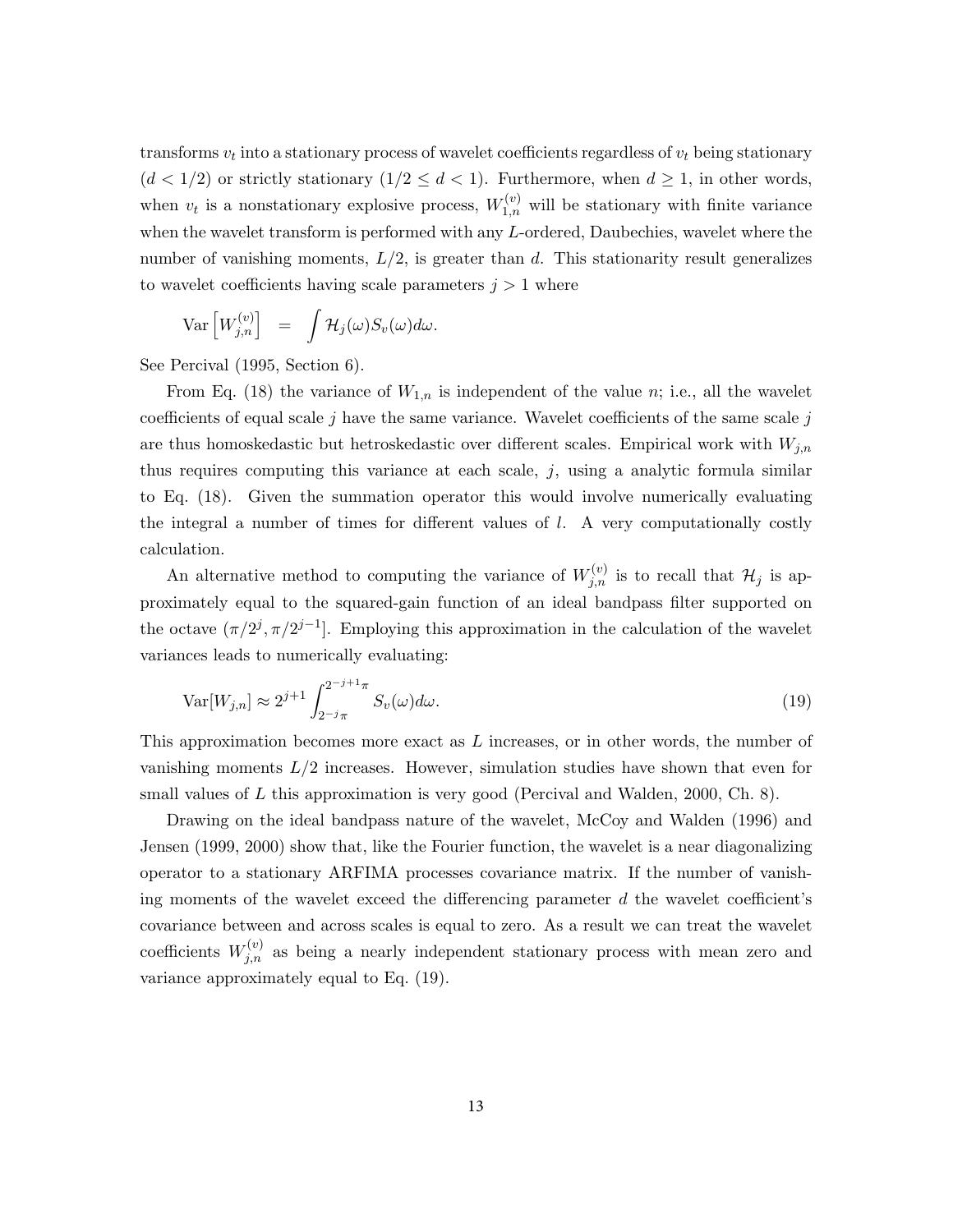transforms $v_t$ into a stationary process of wavelet coefficients regardless of $v_t$ being stationary ($d < 1/2$) or strictly stationary ($1/2 \leq d < 1$). Furthermore, when $d \geq 1$, in other words, when $v_t$ is a nonstationary explosive process, $W_{1,n}^{(v)}$ will be stationary with finite variance when the wavelet transform is performed with any $L$-ordered, Daubechies, wavelet where the number of vanishing moments, $L/2$, is greater than $d$. This stationarity result generalizes to wavelet coefficients having scale parameters $j > 1$ where

$$\text{Var}\left[W_{j,n}^{(v)}\right] = \int \mathcal{H}_j(\omega) S_v(\omega) d\omega.$$

See Percival (1995, Section 6).

From Eq. (18) the variance of $W_{1,n}$ is independent of the value $n$; i.e., all the wavelet coefficients of equal scale $j$ have the same variance. Wavelet coefficients of the same scale $j$ are thus homoskedastic but hetroskedastic over different scales. Empirical work with $W_{j,n}$ thus requires computing this variance at each scale, $j$, using a analytic formula similar to Eq. (18). Given the summation operator this would involve numerically evaluating the integral a number of times for different values of $l$. A very computationally costly calculation.

An alternative method to computing the variance of $W_{j,n}^{(v)}$ is to recall that $\mathcal{H}_j$ is approximately equal to the squared-gain function of an ideal bandpass filter supported on the octave $(\pi/2^j, \pi/2^{j-1}]$. Employing this approximation in the calculation of the wavelet variances leads to numerically evaluating:

$$\text{Var}[W_{j,n}] \approx 2^{j+1} \int_{2^{-j}\pi}^{2^{-j+1}\pi} S_v(\omega) d\omega. \tag{19}$$

This approximation becomes more exact as $L$ increases, or in other words, the number of vanishing moments $L/2$ increases. However, simulation studies have shown that even for small values of $L$ this approximation is very good (Percival and Walden, 2000, Ch. 8).

Drawing on the ideal bandpass nature of the wavelet, McCoy and Walden (1996) and Jensen (1999, 2000) show that, like the Fourier function, the wavelet is a near diagonalizing operator to a stationary ARFIMA processes covariance matrix. If the number of vanishing moments of the wavelet exceed the differencing parameter $d$ the wavelet coefficient's covariance between and across scales is equal to zero. As a result we can treat the wavelet coefficients $W_{j,n}^{(v)}$ as being a nearly independent stationary process with mean zero and variance approximately equal to Eq. (19).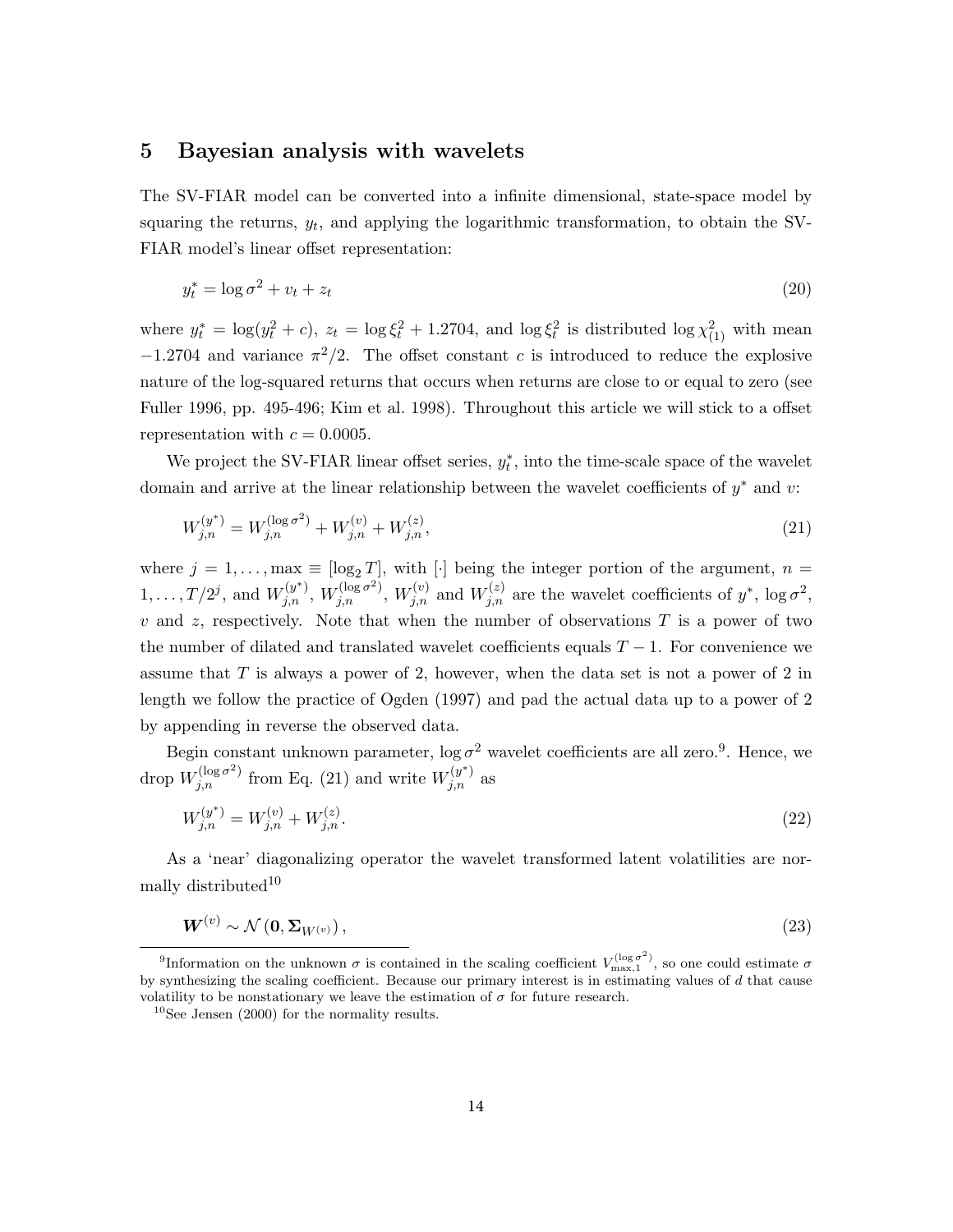## 5 Bayesian analysis with wavelets

The SV-FIAR model can be converted into a infinite dimensional, state-space model by squaring the returns, $y_t$, and applying the logarithmic transformation, to obtain the SV-FIAR model's linear offset representation:

$$y_t^* = \log \sigma^2 + v_t + z_t \tag{20}$$

where $y_t^* = \log(y_t^2 + c)$, $z_t = \log \xi_t^2 + 1.2704$, and $\log \xi_t^2$ is distributed $\log \chi^2_{(1)}$ with mean $-1.2704$ and variance $\pi^2/2$. The offset constant $c$ is introduced to reduce the explosive nature of the log-squared returns that occurs when returns are close to or equal to zero (see Fuller 1996, pp. 495-496; Kim et al. 1998). Throughout this article we will stick to a offset representation with $c = 0.0005$.

We project the SV-FIAR linear offset series, $y_t^*$, into the time-scale space of the wavelet domain and arrive at the linear relationship between the wavelet coefficients of $y^*$ and $v$:

$$W_{j,n}^{(y^*)} = W_{j,n}^{(\log \sigma^2)} + W_{j,n}^{(v)} + W_{j,n}^{(z)}, \tag{21}$$

where $j = 1, \ldots, \max \equiv [\log_2 T]$, with $[\cdot]$ being the integer portion of the argument, $n = 1, \ldots, T/2^j$, and $W_{j,n}^{(y^*)}$, $W_{j,n}^{(\log \sigma^2)}$, $W_{j,n}^{(v)}$ and $W_{j,n}^{(z)}$ are the wavelet coefficients of $y^*$, $\log \sigma^2$, $v$ and $z$, respectively. Note that when the number of observations $T$ is a power of two the number of dilated and translated wavelet coefficients equals $T - 1$. For convenience we assume that $T$ is always a power of 2, however, when the data set is not a power of 2 in length we follow the practice of Ogden (1997) and pad the actual data up to a power of 2 by appending in reverse the observed data.

Begin constant unknown parameter, $\log \sigma^2$ wavelet coefficients are all zero.[9]. Hence, we drop $W_{j,n}^{(\log \sigma^2)}$ from Eq. (21) and write $W_{j,n}^{(y^*)}$ as

$$W_{j,n}^{(y^*)} = W_{j,n}^{(v)} + W_{j,n}^{(z)}. \tag{22}$$

As a 'near' diagonalizing operator the wavelet transformed latent volatilities are normally distributed[10]

$$\boldsymbol{W}^{(v)} \sim \mathcal{N}\left(\mathbf{0}, \boldsymbol{\Sigma}_{W^{(v)}}\right), \tag{23}$$

[9] Information on the unknown $\sigma$ is contained in the scaling coefficient $V_{\max,1}^{(\log \sigma^2)}$, so one could estimate $\sigma$ by synthesizing the scaling coefficient. Because our primary interest is in estimating values of $d$ that cause volatility to be nonstationary we leave the estimation of $\sigma$ for future research.

[10] See Jensen (2000) for the normality results.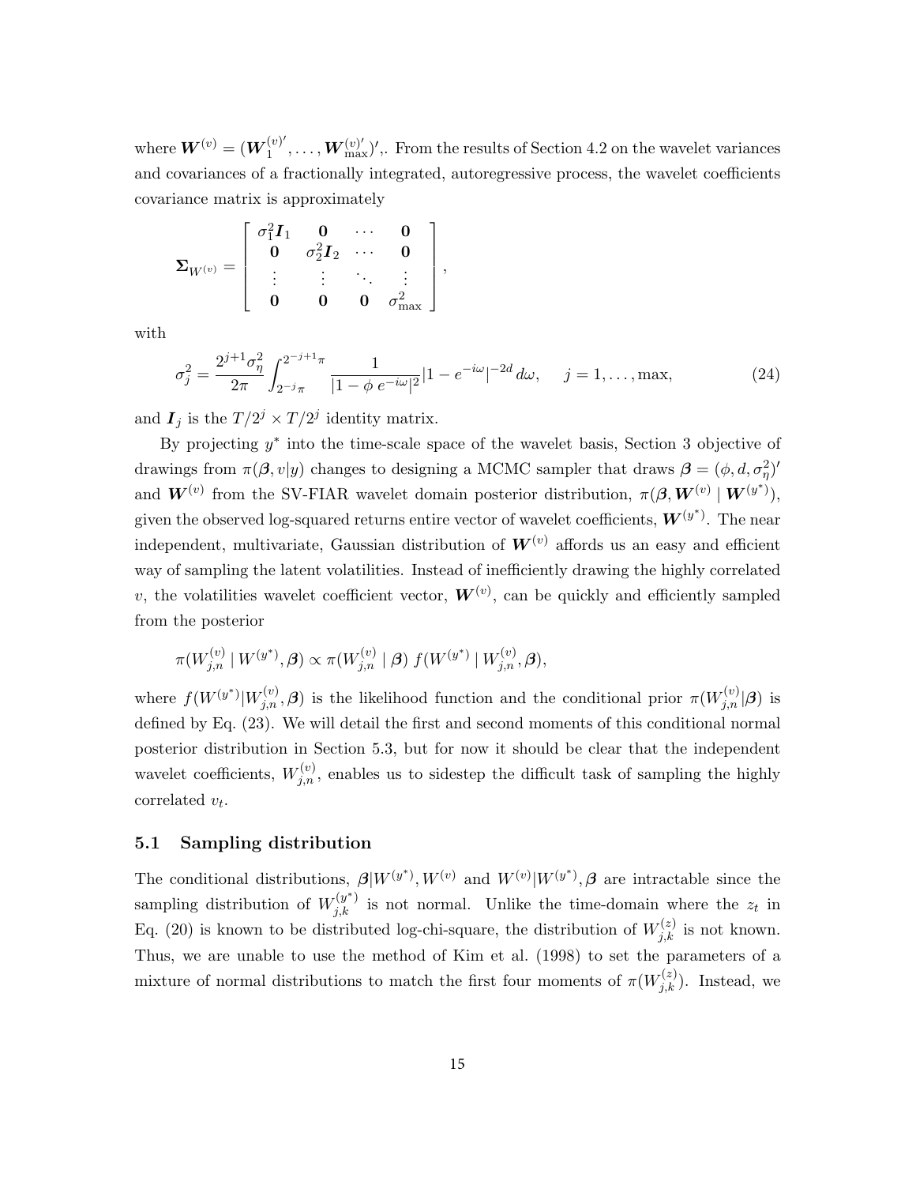where $\boldsymbol{W}^{(v)} = (\boldsymbol{W}_1^{(v)\prime}, \ldots, \boldsymbol{W}_{\max}^{(v)\prime})^\prime$,. From the results of Section 4.2 on the wavelet variances and covariances of a fractionally integrated, autoregressive process, the wavelet coefficients covariance matrix is approximately

$$
\boldsymbol{\Sigma}_{W^{(v)}} = \begin{bmatrix} \sigma_1^2 \boldsymbol{I}_1 & \boldsymbol{0} & \cdots & \boldsymbol{0} \\ \boldsymbol{0} & \sigma_2^2 \boldsymbol{I}_2 & \cdots & \boldsymbol{0} \\ \vdots & \vdots & \ddots & \vdots \\ \boldsymbol{0} & \boldsymbol{0} & \boldsymbol{0} & \sigma_{\max}^2 \end{bmatrix},
$$

with

$$
\sigma_j^2 = \frac{2^{j+1}\sigma_\eta^2}{2\pi} \int_{2^{-j}\pi}^{2^{-j+1}\pi} \frac{1}{|1-\phi\, e^{-i\omega}|^2} |1-e^{-i\omega}|^{-2d}\, d\omega, \quad j = 1, \ldots, \max, \tag{24}
$$

and $\boldsymbol{I}_j$ is the $T/2^j \times T/2^j$ identity matrix.

By projecting $y^*$ into the time-scale space of the wavelet basis, Section 3 objective of drawings from $\pi(\boldsymbol{\beta}, v|y)$ changes to designing a MCMC sampler that draws $\boldsymbol{\beta} = (\phi, d, \sigma_\eta^2)^\prime$ and $\boldsymbol{W}^{(v)}$ from the SV-FIAR wavelet domain posterior distribution, $\pi(\boldsymbol{\beta}, \boldsymbol{W}^{(v)} \mid \boldsymbol{W}^{(y^*)})$, given the observed log-squared returns entire vector of wavelet coefficients, $\boldsymbol{W}^{(y^*)}$. The near independent, multivariate, Gaussian distribution of $\boldsymbol{W}^{(v)}$ affords us an easy and efficient way of sampling the latent volatilities. Instead of inefficiently drawing the highly correlated $v$, the volatilities wavelet coefficient vector, $\boldsymbol{W}^{(v)}$, can be quickly and efficiently sampled from the posterior

$$
\pi(W_{j,n}^{(v)} \mid W^{(y^*)}, \boldsymbol{\beta}) \propto \pi(W_{j,n}^{(v)} \mid \boldsymbol{\beta})\; f(W^{(y^*)} \mid W_{j,n}^{(v)}, \boldsymbol{\beta}),
$$

where $f(W^{(y^*)}|W_{j,n}^{(v)}, \boldsymbol{\beta})$ is the likelihood function and the conditional prior $\pi(W_{j,n}^{(v)}|\boldsymbol{\beta})$ is defined by Eq. (23). We will detail the first and second moments of this conditional normal posterior distribution in Section 5.3, but for now it should be clear that the independent wavelet coefficients, $W_{j,n}^{(v)}$, enables us to sidestep the difficult task of sampling the highly correlated $v_t$.

## 5.1 Sampling distribution

The conditional distributions, $\boldsymbol{\beta}|W^{(y^*)}, W^{(v)}$ and $W^{(v)}|W^{(y^*)}, \boldsymbol{\beta}$ are intractable since the sampling distribution of $W_{j,k}^{(y^*)}$ is not normal. Unlike the time-domain where the $z_t$ in Eq. (20) is known to be distributed log-chi-square, the distribution of $W_{j,k}^{(z)}$ is not known. Thus, we are unable to use the method of Kim et al. (1998) to set the parameters of a mixture of normal distributions to match the first four moments of $\pi(W_{j,k}^{(z)})$. Instead, we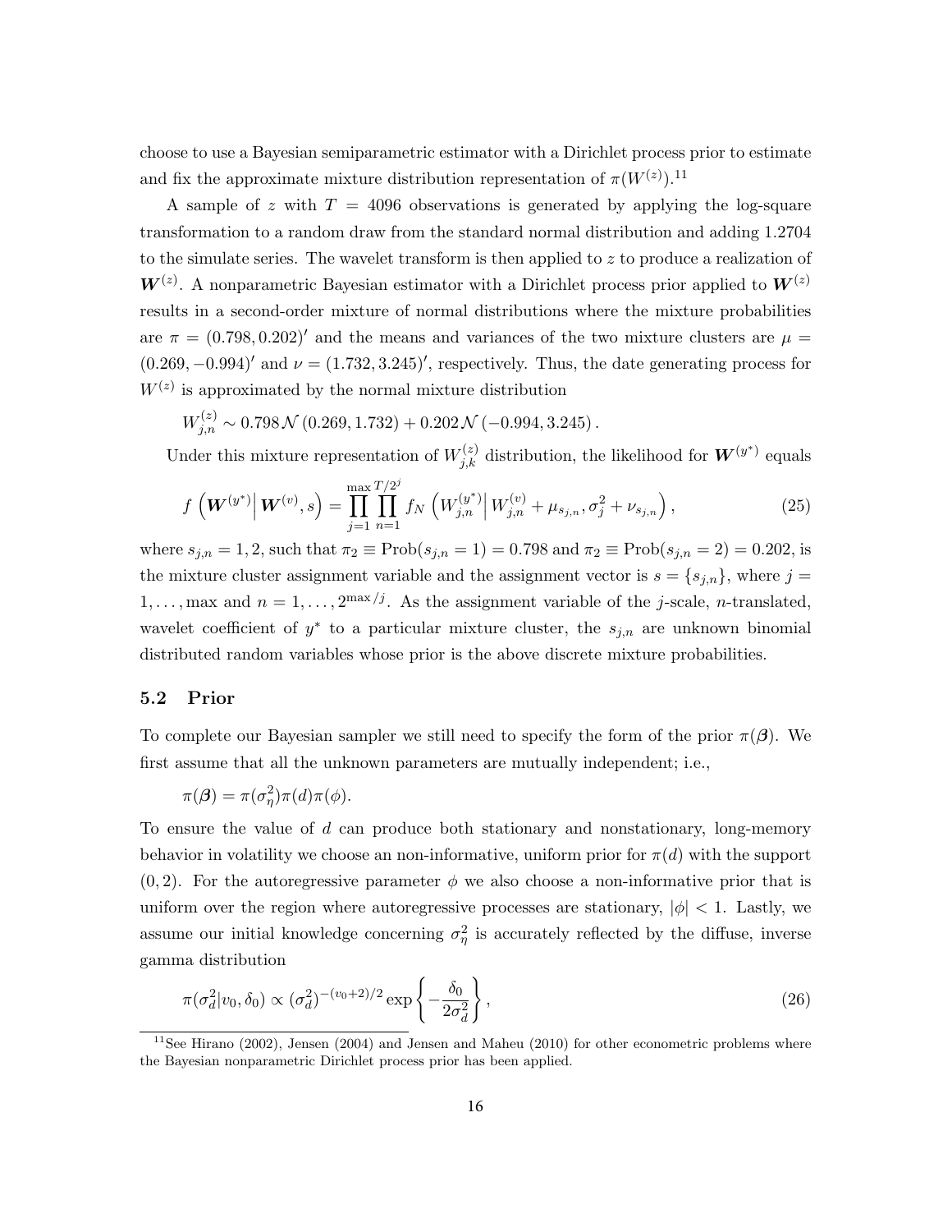choose to use a Bayesian semiparametric estimator with a Dirichlet process prior to estimate and fix the approximate mixture distribution representation of $\pi(W^{(z)})$.[11]

A sample of $z$ with $T = 4096$ observations is generated by applying the log-square transformation to a random draw from the standard normal distribution and adding 1.2704 to the simulate series. The wavelet transform is then applied to $z$ to produce a realization of $\boldsymbol{W}^{(z)}$. A nonparametric Bayesian estimator with a Dirichlet process prior applied to $\boldsymbol{W}^{(z)}$ results in a second-order mixture of normal distributions where the mixture probabilities are $\pi = (0.798, 0.202)'$ and the means and variances of the two mixture clusters are $\mu = (0.269, -0.994)'$ and $\nu = (1.732, 3.245)'$, respectively. Thus, the date generating process for $W^{(z)}$ is approximated by the normal mixture distribution

$$W_{j,n}^{(z)} \sim 0.798\,\mathcal{N}\left(0.269, 1.732\right) + 0.202\,\mathcal{N}\left(-0.994, 3.245\right).$$

Under this mixture representation of $W_{j,k}^{(z)}$ distribution, the likelihood for $\boldsymbol{W}^{(y^*)}$ equals

$$f\left(\boldsymbol{W}^{(y^*)}\middle|\,\boldsymbol{W}^{(v)}, s\right) = \prod_{j=1}^{\max}\prod_{n=1}^{T/2^j} f_N\left(W_{j,n}^{(y^*)}\middle|\,W_{j,n}^{(v)} + \mu_{s_{j,n}}, \sigma_j^2 + \nu_{s_{j,n}}\right), \tag{25}$$

where $s_{j,n} = 1, 2$, such that $\pi_2 \equiv \text{Prob}(s_{j,n} = 1) = 0.798$ and $\pi_2 \equiv \text{Prob}(s_{j,n} = 2) = 0.202$, is the mixture cluster assignment variable and the assignment vector is $s = \{s_{j,n}\}$, where $j = 1, \ldots, \max$ and $n = 1, \ldots, 2^{\max/j}$. As the assignment variable of the $j$-scale, $n$-translated, wavelet coefficient of $y^*$ to a particular mixture cluster, the $s_{j,n}$ are unknown binomial distributed random variables whose prior is the above discrete mixture probabilities.

## 5.2 Prior

To complete our Bayesian sampler we still need to specify the form of the prior $\pi(\boldsymbol{\beta})$. We first assume that all the unknown parameters are mutually independent; i.e.,

$$\pi(\boldsymbol{\beta}) = \pi(\sigma_\eta^2)\pi(d)\pi(\phi).$$

To ensure the value of $d$ can produce both stationary and nonstationary, long-memory behavior in volatility we choose an non-informative, uniform prior for $\pi(d)$ with the support $(0, 2)$. For the autoregressive parameter $\phi$ we also choose a non-informative prior that is uniform over the region where autoregressive processes are stationary, $|\phi| < 1$. Lastly, we assume our initial knowledge concerning $\sigma_\eta^2$ is accurately reflected by the diffuse, inverse gamma distribution

$$\pi(\sigma_d^2|v_0, \delta_0) \propto (\sigma_d^2)^{-(v_0+2)/2} \exp\left\{-\frac{\delta_0}{2\sigma_d^2}\right\}, \tag{26}$$

[11] See Hirano (2002), Jensen (2004) and Jensen and Maheu (2010) for other econometric problems where the Bayesian nonparametric Dirichlet process prior has been applied.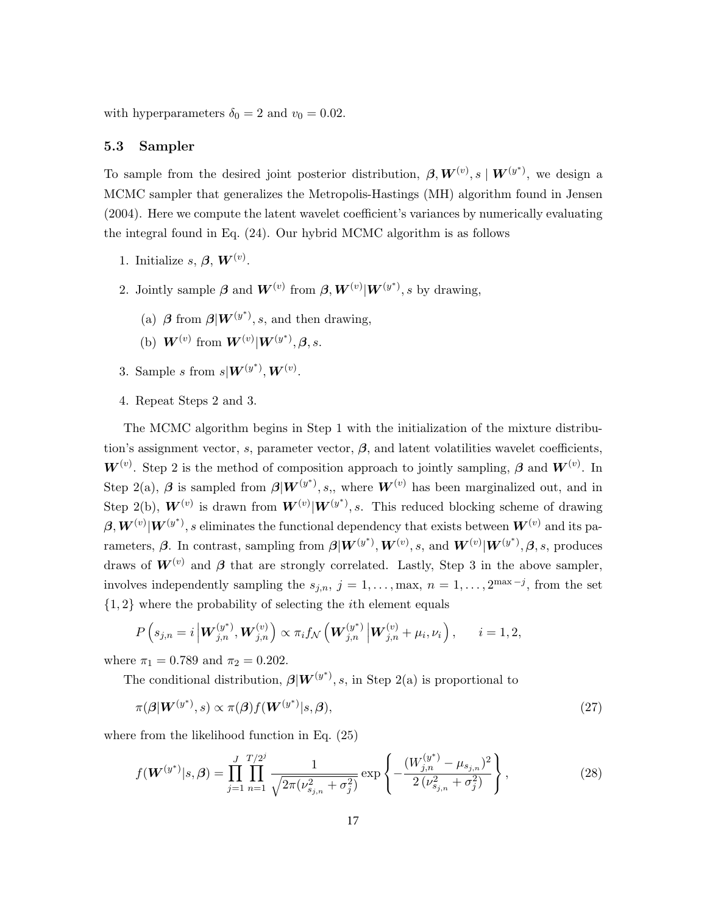with hyperparameters $\delta_0 = 2$ and $v_0 = 0.02$.

### 5.3 Sampler

To sample from the desired joint posterior distribution, $\boldsymbol{\beta}, \boldsymbol{W}^{(v)}, s \mid \boldsymbol{W}^{(y^*)}$, we design a MCMC sampler that generalizes the Metropolis-Hastings (MH) algorithm found in Jensen (2004). Here we compute the latent wavelet coefficient's variances by numerically evaluating the integral found in Eq. (24). Our hybrid MCMC algorithm is as follows

1. Initialize $s$, $\boldsymbol{\beta}$, $\boldsymbol{W}^{(v)}$.
2. Jointly sample $\boldsymbol{\beta}$ and $\boldsymbol{W}^{(v)}$ from $\boldsymbol{\beta}, \boldsymbol{W}^{(v)}|\boldsymbol{W}^{(y^*)}, s$ by drawing,
   (a) $\boldsymbol{\beta}$ from $\boldsymbol{\beta}|\boldsymbol{W}^{(y^*)}, s$, and then drawing,
   (b) $\boldsymbol{W}^{(v)}$ from $\boldsymbol{W}^{(v)}|\boldsymbol{W}^{(y^*)}, \boldsymbol{\beta}, s$.
3. Sample $s$ from $s|\boldsymbol{W}^{(y^*)}, \boldsymbol{W}^{(v)}$.
4. Repeat Steps 2 and 3.

The MCMC algorithm begins in Step 1 with the initialization of the mixture distribution's assignment vector, $s$, parameter vector, $\boldsymbol{\beta}$, and latent volatilities wavelet coefficients, $\boldsymbol{W}^{(v)}$. Step 2 is the method of composition approach to jointly sampling, $\boldsymbol{\beta}$ and $\boldsymbol{W}^{(v)}$. In Step 2(a), $\boldsymbol{\beta}$ is sampled from $\boldsymbol{\beta}|\boldsymbol{W}^{(y^*)}, s$,, where $\boldsymbol{W}^{(v)}$ has been marginalized out, and in Step 2(b), $\boldsymbol{W}^{(v)}$ is drawn from $\boldsymbol{W}^{(v)}|\boldsymbol{W}^{(y^*)}, s$. This reduced blocking scheme of drawing $\boldsymbol{\beta}, \boldsymbol{W}^{(v)}|\boldsymbol{W}^{(y^*)}, s$ eliminates the functional dependency that exists between $\boldsymbol{W}^{(v)}$ and its parameters, $\boldsymbol{\beta}$. In contrast, sampling from $\boldsymbol{\beta}|\boldsymbol{W}^{(y^*)}, \boldsymbol{W}^{(v)}, s$, and $\boldsymbol{W}^{(v)}|\boldsymbol{W}^{(y^*)}, \boldsymbol{\beta}, s$, produces draws of $\boldsymbol{W}^{(v)}$ and $\boldsymbol{\beta}$ that are strongly correlated. Lastly, Step 3 in the above sampler, involves independently sampling the $s_{j,n}$, $j = 1, \ldots, \max$, $n = 1, \ldots, 2^{\max - j}$, from the set $\{1, 2\}$ where the probability of selecting the $i$th element equals

$$P\left(s_{j,n} = i \left| \boldsymbol{W}^{(y^*)}_{j,n}, \boldsymbol{W}^{(v)}_{j,n}\right.\right) \propto \pi_i f_{\mathcal{N}}\left(\boldsymbol{W}^{(y^*)}_{j,n} \left| \boldsymbol{W}^{(v)}_{j,n} + \mu_i, \nu_i\right.\right), \qquad i = 1, 2,$$

where $\pi_1 = 0.789$ and $\pi_2 = 0.202$.

The conditional distribution, $\boldsymbol{\beta}|\boldsymbol{W}^{(y^*)}, s$, in Step 2(a) is proportional to

$$\pi(\boldsymbol{\beta}|\boldsymbol{W}^{(y^*)}, s) \propto \pi(\boldsymbol{\beta}) f(\boldsymbol{W}^{(y^*)}|s, \boldsymbol{\beta}), \tag{27}$$

where from the likelihood function in Eq. (25)

$$f(\boldsymbol{W}^{(y^*)}|s, \boldsymbol{\beta}) = \prod_{j=1}^{J} \prod_{n=1}^{T/2^j} \frac{1}{\sqrt{2\pi(\nu^2_{s_{j,n}} + \sigma^2_j)}} \exp\left\{ -\frac{(W^{(y^*)}_{j,n} - \mu_{s_{j,n}})^2}{2\,(\nu^2_{s_{j,n}} + \sigma^2_j)} \right\}, \tag{28}$$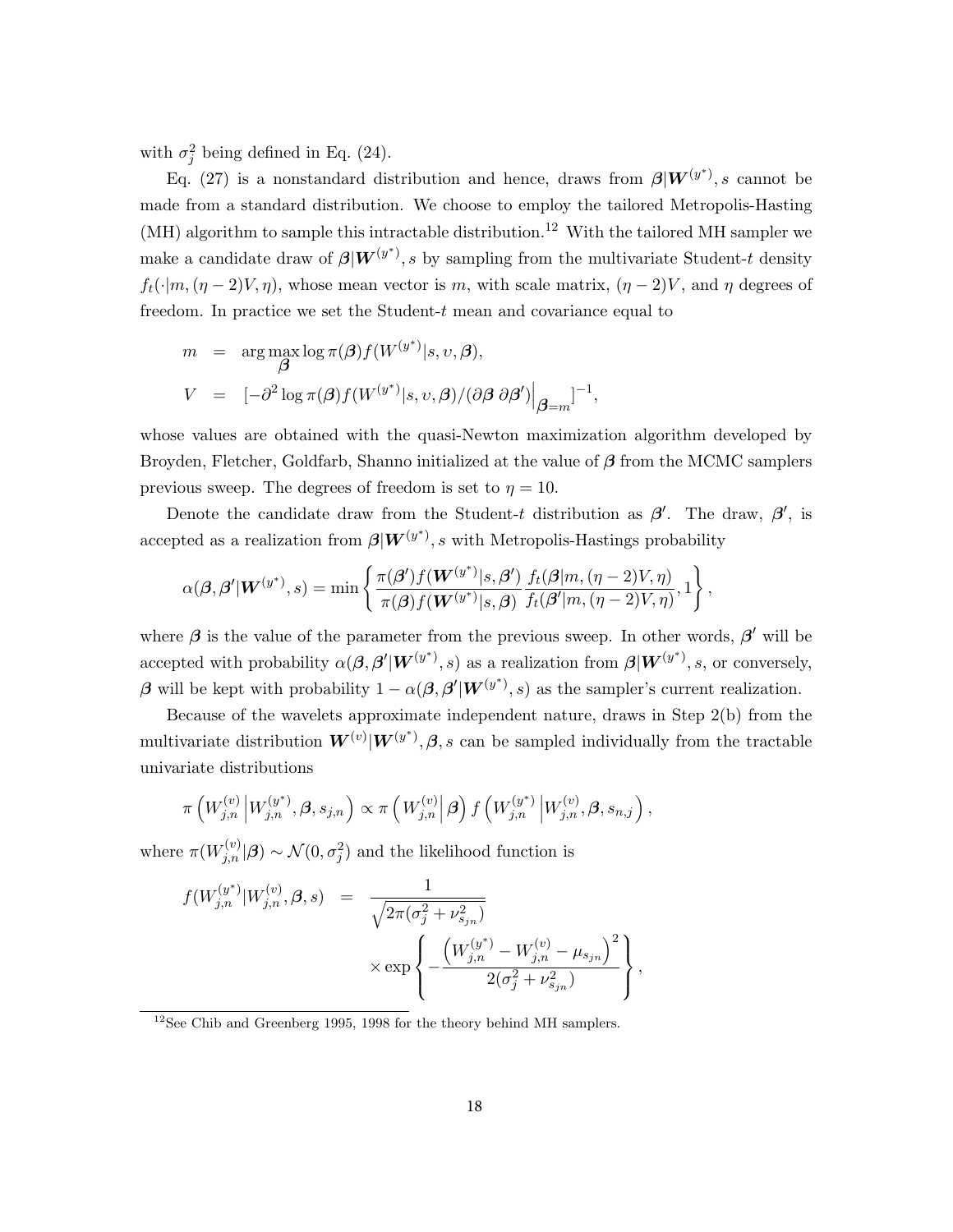with $\sigma_j^2$ being defined in Eq. (24).

Eq. (27) is a nonstandard distribution and hence, draws from $\boldsymbol{\beta}|\boldsymbol{W}^{(y^*)}, s$ cannot be made from a standard distribution. We choose to employ the tailored Metropolis-Hasting (MH) algorithm to sample this intractable distribution.[12] With the tailored MH sampler we make a candidate draw of $\boldsymbol{\beta}|\boldsymbol{W}^{(y^*)}, s$ by sampling from the multivariate Student-$t$ density $f_t(\cdot|m, (\eta-2)V, \eta)$, whose mean vector is $m$, with scale matrix, $(\eta-2)V$, and $\eta$ degrees of freedom. In practice we set the Student-$t$ mean and covariance equal to

$$
\begin{aligned}
m &= \arg\max_{\boldsymbol{\beta}} \log \pi(\boldsymbol{\beta}) f(W^{(y^*)}|s, \upsilon, \boldsymbol{\beta}), \\
V &= [-\partial^2 \log \pi(\boldsymbol{\beta}) f(W^{(y^*)}|s, \upsilon, \boldsymbol{\beta})/(\partial \boldsymbol{\beta}\, \partial \boldsymbol{\beta}')\Big|_{\boldsymbol{\beta}=m}]^{-1},
\end{aligned}
$$

whose values are obtained with the quasi-Newton maximization algorithm developed by Broyden, Fletcher, Goldfarb, Shanno initialized at the value of $\boldsymbol{\beta}$ from the MCMC samplers previous sweep. The degrees of freedom is set to $\eta = 10$.

Denote the candidate draw from the Student-$t$ distribution as $\boldsymbol{\beta}'$. The draw, $\boldsymbol{\beta}'$, is accepted as a realization from $\boldsymbol{\beta}|\boldsymbol{W}^{(y^*)}, s$ with Metropolis-Hastings probability

$$
\alpha(\boldsymbol{\beta}, \boldsymbol{\beta}'|\boldsymbol{W}^{(y^*)}, s) = \min\left\{ \frac{\pi(\boldsymbol{\beta}') f(\boldsymbol{W}^{(y^*)}|s, \boldsymbol{\beta}')}{\pi(\boldsymbol{\beta}) f(\boldsymbol{W}^{(y^*)}|s, \boldsymbol{\beta})} \frac{f_t(\boldsymbol{\beta}|m, (\eta-2)V, \eta)}{f_t(\boldsymbol{\beta}'|m, (\eta-2)V, \eta)}, 1 \right\},
$$

where $\boldsymbol{\beta}$ is the value of the parameter from the previous sweep. In other words, $\boldsymbol{\beta}'$ will be accepted with probability $\alpha(\boldsymbol{\beta}, \boldsymbol{\beta}'|\boldsymbol{W}^{(y^*)}, s)$ as a realization from $\boldsymbol{\beta}|\boldsymbol{W}^{(y^*)}, s$, or conversely, $\boldsymbol{\beta}$ will be kept with probability $1 - \alpha(\boldsymbol{\beta}, \boldsymbol{\beta}'|\boldsymbol{W}^{(y^*)}, s)$ as the sampler's current realization.

Because of the wavelets approximate independent nature, draws in Step 2(b) from the multivariate distribution $\boldsymbol{W}^{(v)}|\boldsymbol{W}^{(y^*)}, \boldsymbol{\beta}, s$ can be sampled individually from the tractable univariate distributions

$$
\pi\left(W_{j,n}^{(v)} \middle| W_{j,n}^{(y^*)}, \boldsymbol{\beta}, s_{j,n}\right) \propto \pi\left(W_{j,n}^{(v)} \middle| \boldsymbol{\beta}\right) f\left(W_{j,n}^{(y^*)} \middle| W_{j,n}^{(v)}, \boldsymbol{\beta}, s_{n,j}\right),
$$

where $\pi(W_{j,n}^{(v)}|\boldsymbol{\beta}) \sim \mathcal{N}(0, \sigma_j^2)$ and the likelihood function is

$$
\begin{aligned}
f(W_{j,n}^{(y^*)}|W_{j,n}^{(v)}, \boldsymbol{\beta}, s) &= \frac{1}{\sqrt{2\pi(\sigma_j^2 + \nu_{s_{jn}}^2)}} \\
&\quad \times \exp\left\{ -\frac{\left(W_{j,n}^{(y^*)} - W_{j,n}^{(v)} - \mu_{s_{jn}}\right)^2}{2(\sigma_j^2 + \nu_{s_{jn}}^2)} \right\},
\end{aligned}
$$

[12] See Chib and Greenberg 1995, 1998 for the theory behind MH samplers.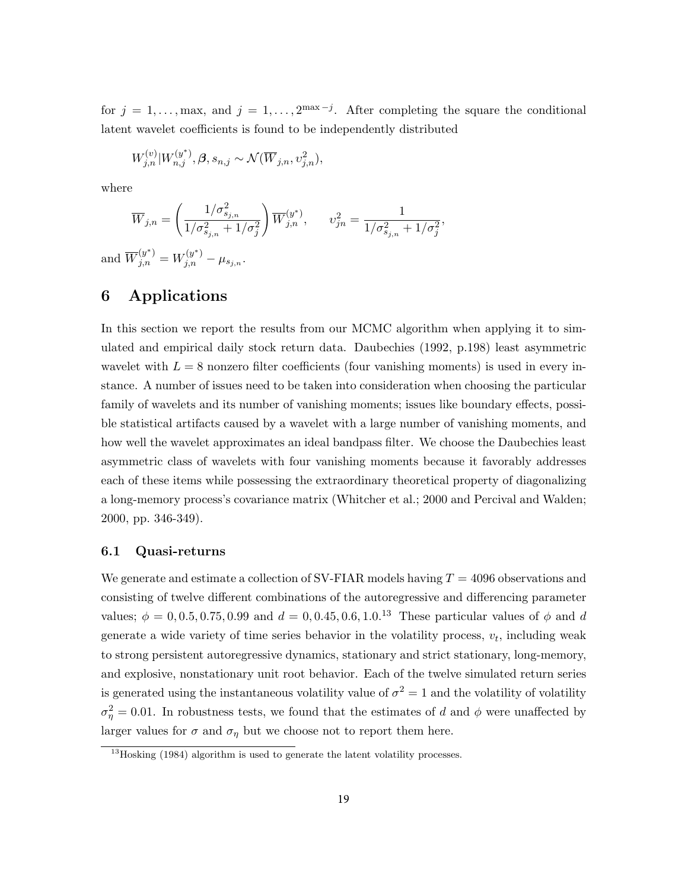for $j = 1, \ldots, \max$, and $j = 1, \ldots, 2^{\max - j}$. After completing the square the conditional latent wavelet coefficients is found to be independently distributed

$$W_{j,n}^{(v)} | W_{n,j}^{(y^*)}, \boldsymbol{\beta}, s_{n,j} \sim \mathcal{N}(\overline{W}_{j,n}, \upsilon_{j,n}^2),$$

where

$$\overline{W}_{j,n} = \left( \frac{1/\sigma_{s_{j,n}}^2}{1/\sigma_{s_{j,n}}^2 + 1/\sigma_j^2} \right) \overline{W}_{j,n}^{(y^*)}, \qquad \upsilon_{jn}^2 = \frac{1}{1/\sigma_{s_{j,n}}^2 + 1/\sigma_j^2},$$

and $\overline{W}_{j,n}^{(y^*)} = W_{j,n}^{(y^*)} - \mu_{s_{j,n}}$.

# 6 Applications

In this section we report the results from our MCMC algorithm when applying it to simulated and empirical daily stock return data. Daubechies (1992, p.198) least asymmetric wavelet with $L = 8$ nonzero filter coefficients (four vanishing moments) is used in every instance. A number of issues need to be taken into consideration when choosing the particular family of wavelets and its number of vanishing moments; issues like boundary effects, possible statistical artifacts caused by a wavelet with a large number of vanishing moments, and how well the wavelet approximates an ideal bandpass filter. We choose the Daubechies least asymmetric class of wavelets with four vanishing moments because it favorably addresses each of these items while possessing the extraordinary theoretical property of diagonalizing a long-memory process's covariance matrix (Whitcher et al.; 2000 and Percival and Walden; 2000, pp. 346-349).

## 6.1 Quasi-returns

We generate and estimate a collection of SV-FIAR models having $T = 4096$ observations and consisting of twelve different combinations of the autoregressive and differencing parameter values; $\phi = 0, 0.5, 0.75, 0.99$ and $d = 0, 0.45, 0.6, 1.0$.[13] These particular values of $\phi$ and $d$ generate a wide variety of time series behavior in the volatility process, $v_t$, including weak to strong persistent autoregressive dynamics, stationary and strict stationary, long-memory, and explosive, nonstationary unit root behavior. Each of the twelve simulated return series is generated using the instantaneous volatility value of $\sigma^2 = 1$ and the volatility of volatility $\sigma_\eta^2 = 0.01$. In robustness tests, we found that the estimates of $d$ and $\phi$ were unaffected by larger values for $\sigma$ and $\sigma_\eta$ but we choose not to report them here.

[13] Hosking (1984) algorithm is used to generate the latent volatility processes.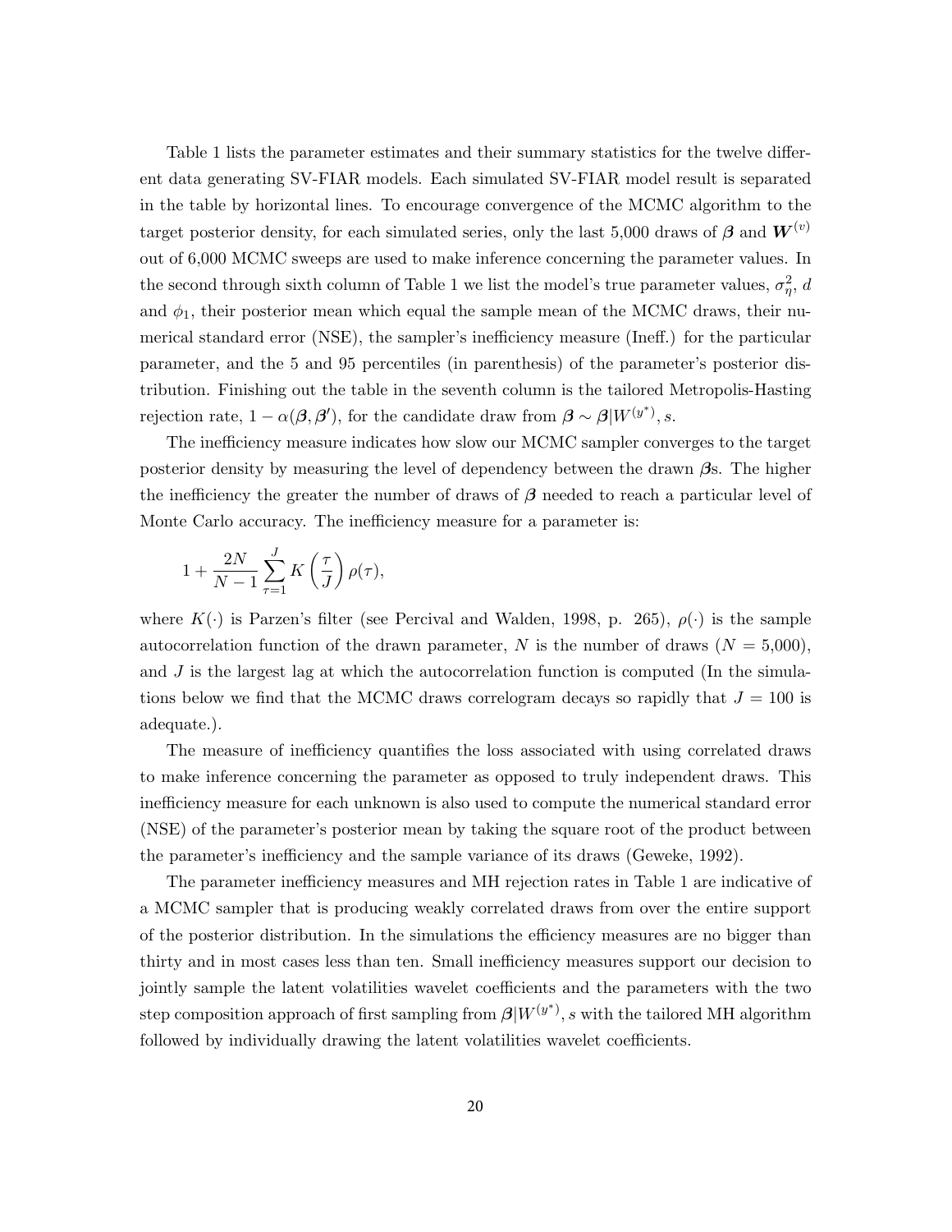Table 1 lists the parameter estimates and their summary statistics for the twelve different data generating SV-FIAR models. Each simulated SV-FIAR model result is separated in the table by horizontal lines. To encourage convergence of the MCMC algorithm to the target posterior density, for each simulated series, only the last 5,000 draws of $\boldsymbol{\beta}$ and $\boldsymbol{W}^{(v)}$ out of 6,000 MCMC sweeps are used to make inference concerning the parameter values. In the second through sixth column of Table 1 we list the model's true parameter values, $\sigma_\eta^2$, $d$ and $\phi_1$, their posterior mean which equal the sample mean of the MCMC draws, their numerical standard error (NSE), the sampler's inefficiency measure (Ineff.) for the particular parameter, and the 5 and 95 percentiles (in parenthesis) of the parameter's posterior distribution. Finishing out the table in the seventh column is the tailored Metropolis-Hasting rejection rate, $1 - \alpha(\boldsymbol{\beta}, \boldsymbol{\beta}')$, for the candidate draw from $\boldsymbol{\beta} \sim \boldsymbol{\beta}|W^{(y^*)}, s$.

The inefficiency measure indicates how slow our MCMC sampler converges to the target posterior density by measuring the level of dependency between the drawn $\boldsymbol{\beta}$s. The higher the inefficiency the greater the number of draws of $\boldsymbol{\beta}$ needed to reach a particular level of Monte Carlo accuracy. The inefficiency measure for a parameter is:

$$1 + \frac{2N}{N-1} \sum_{\tau=1}^{J} K\left(\frac{\tau}{J}\right) \rho(\tau),$$

where $K(\cdot)$ is Parzen's filter (see Percival and Walden, 1998, p. 265), $\rho(\cdot)$ is the sample autocorrelation function of the drawn parameter, $N$ is the number of draws ($N = 5{,}000$), and $J$ is the largest lag at which the autocorrelation function is computed (In the simulations below we find that the MCMC draws correlogram decays so rapidly that $J = 100$ is adequate.).

The measure of inefficiency quantifies the loss associated with using correlated draws to make inference concerning the parameter as opposed to truly independent draws. This inefficiency measure for each unknown is also used to compute the numerical standard error (NSE) of the parameter's posterior mean by taking the square root of the product between the parameter's inefficiency and the sample variance of its draws (Geweke, 1992).

The parameter inefficiency measures and MH rejection rates in Table 1 are indicative of a MCMC sampler that is producing weakly correlated draws from over the entire support of the posterior distribution. In the simulations the efficiency measures are no bigger than thirty and in most cases less than ten. Small inefficiency measures support our decision to jointly sample the latent volatilities wavelet coefficients and the parameters with the two step composition approach of first sampling from $\boldsymbol{\beta}|W^{(y^*)}, s$ with the tailored MH algorithm followed by individually drawing the latent volatilities wavelet coefficients.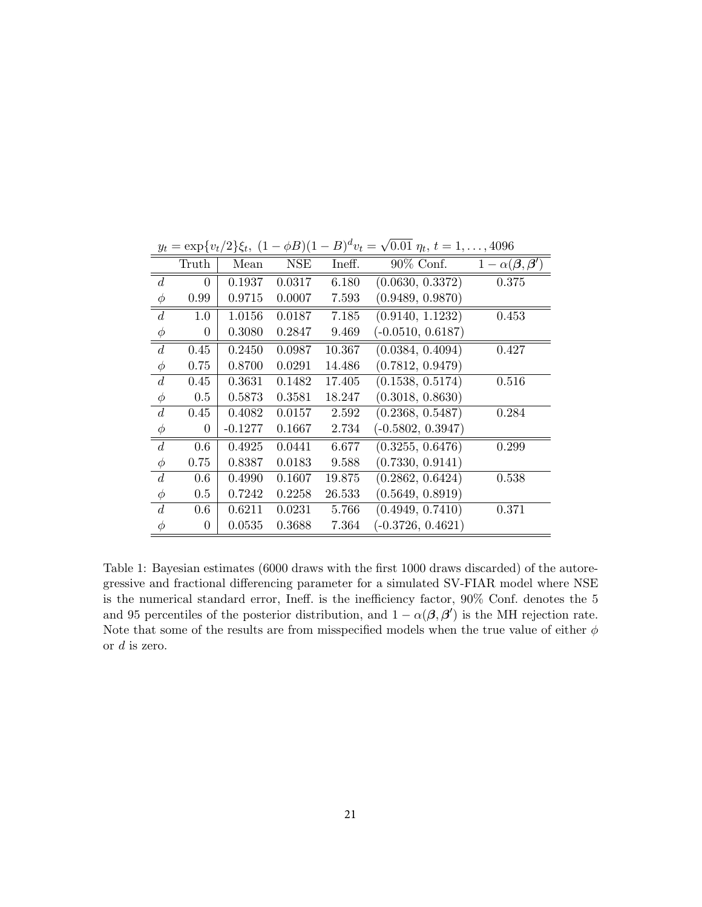$y_t = \exp\{v_t/2\}\xi_t,\ (1-\phi B)(1-B)^d v_t = \sqrt{0.01}\ \eta_t,\ t = 1, \ldots, 4096$

| | Truth | Mean | NSE | Ineff. | 90% Conf. | $1-\alpha(\boldsymbol{\beta}, \boldsymbol{\beta}')$ |
|---|---|---|---|---|---|---|
| $d$ | 0 | 0.1937 | 0.0317 | 6.180 | (0.0630, 0.3372) | 0.375 |
| $\phi$ | 0.99 | 0.9715 | 0.0007 | 7.593 | (0.9489, 0.9870) | |
| $d$ | 1.0 | 1.0156 | 0.0187 | 7.185 | (0.9140, 1.1232) | 0.453 |
| $\phi$ | 0 | 0.3080 | 0.2847 | 9.469 | (-0.0510, 0.6187) | |
| $d$ | 0.45 | 0.2450 | 0.0987 | 10.367 | (0.0384, 0.4094) | 0.427 |
| $\phi$ | 0.75 | 0.8700 | 0.0291 | 14.486 | (0.7812, 0.9479) | |
| $d$ | 0.45 | 0.3631 | 0.1482 | 17.405 | (0.1538, 0.5174) | 0.516 |
| $\phi$ | 0.5 | 0.5873 | 0.3581 | 18.247 | (0.3018, 0.8630) | |
| $d$ | 0.45 | 0.4082 | 0.0157 | 2.592 | (0.2368, 0.5487) | 0.284 |
| $\phi$ | 0 | -0.1277 | 0.1667 | 2.734 | (-0.5802, 0.3947) | |
| $d$ | 0.6 | 0.4925 | 0.0441 | 6.677 | (0.3255, 0.6476) | 0.299 |
| $\phi$ | 0.75 | 0.8387 | 0.0183 | 9.588 | (0.7330, 0.9141) | |
| $d$ | 0.6 | 0.4990 | 0.1607 | 19.875 | (0.2862, 0.6424) | 0.538 |
| $\phi$ | 0.5 | 0.7242 | 0.2258 | 26.533 | (0.5649, 0.8919) | |
| $d$ | 0.6 | 0.6211 | 0.0231 | 5.766 | (0.4949, 0.7410) | 0.371 |
| $\phi$ | 0 | 0.0535 | 0.3688 | 7.364 | (-0.3726, 0.4621) | |

Table 1: Bayesian estimates (6000 draws with the first 1000 draws discarded) of the autoregressive and fractional differencing parameter for a simulated SV-FIAR model where NSE is the numerical standard error, Ineff. is the inefficiency factor, 90% Conf. denotes the 5 and 95 percentiles of the posterior distribution, and $1-\alpha(\boldsymbol{\beta}, \boldsymbol{\beta}')$ is the MH rejection rate. Note that some of the results are from misspecified models when the true value of either $\phi$ or $d$ is zero.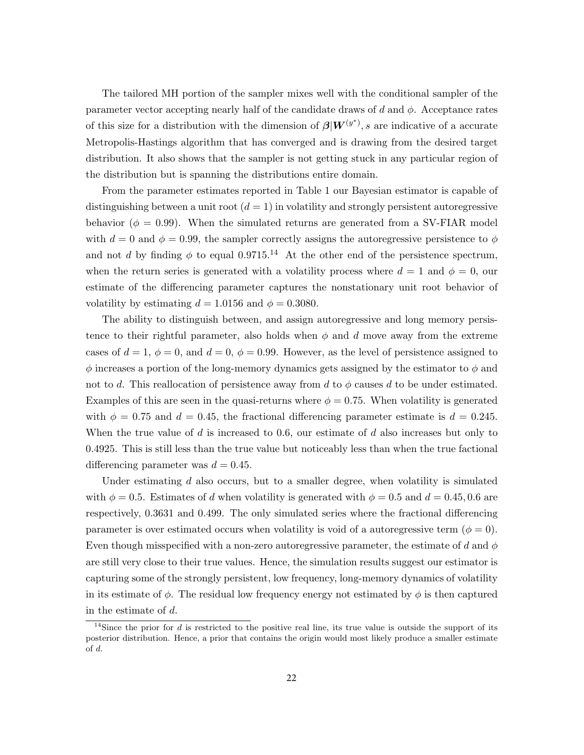The tailored MH portion of the sampler mixes well with the conditional sampler of the parameter vector accepting nearly half of the candidate draws of $d$ and $\phi$. Acceptance rates of this size for a distribution with the dimension of $\boldsymbol{\beta}|\boldsymbol{W}^{(y^*)}, s$ are indicative of a accurate Metropolis-Hastings algorithm that has converged and is drawing from the desired target distribution. It also shows that the sampler is not getting stuck in any particular region of the distribution but is spanning the distributions entire domain.

From the parameter estimates reported in Table 1 our Bayesian estimator is capable of distinguishing between a unit root ($d = 1$) in volatility and strongly persistent autoregressive behavior ($\phi = 0.99$). When the simulated returns are generated from a SV-FIAR model with $d = 0$ and $\phi = 0.99$, the sampler correctly assigns the autoregressive persistence to $\phi$ and not $d$ by finding $\phi$ to equal 0.9715.[14] At the other end of the persistence spectrum, when the return series is generated with a volatility process where $d = 1$ and $\phi = 0$, our estimate of the differencing parameter captures the nonstationary unit root behavior of volatility by estimating $d = 1.0156$ and $\phi = 0.3080$.

The ability to distinguish between, and assign autoregressive and long memory persistence to their rightful parameter, also holds when $\phi$ and $d$ move away from the extreme cases of $d = 1$, $\phi = 0$, and $d = 0$, $\phi = 0.99$. However, as the level of persistence assigned to $\phi$ increases a portion of the long-memory dynamics gets assigned by the estimator to $\phi$ and not to $d$. This reallocation of persistence away from $d$ to $\phi$ causes $d$ to be under estimated. Examples of this are seen in the quasi-returns where $\phi = 0.75$. When volatility is generated with $\phi = 0.75$ and $d = 0.45$, the fractional differencing parameter estimate is $d = 0.245$. When the true value of $d$ is increased to 0.6, our estimate of $d$ also increases but only to 0.4925. This is still less than the true value but noticeably less than when the true factional differencing parameter was $d = 0.45$.

Under estimating $d$ also occurs, but to a smaller degree, when volatility is simulated with $\phi = 0.5$. Estimates of $d$ when volatility is generated with $\phi = 0.5$ and $d = 0.45, 0.6$ are respectively, 0.3631 and 0.499. The only simulated series where the fractional differencing parameter is over estimated occurs when volatility is void of a autoregressive term ($\phi = 0$). Even though misspecified with a non-zero autoregressive parameter, the estimate of $d$ and $\phi$ are still very close to their true values. Hence, the simulation results suggest our estimator is capturing some of the strongly persistent, low frequency, long-memory dynamics of volatility in its estimate of $\phi$. The residual low frequency energy not estimated by $\phi$ is then captured in the estimate of $d$.

[14] Since the prior for $d$ is restricted to the positive real line, its true value is outside the support of its posterior distribution. Hence, a prior that contains the origin would most likely produce a smaller estimate of $d$.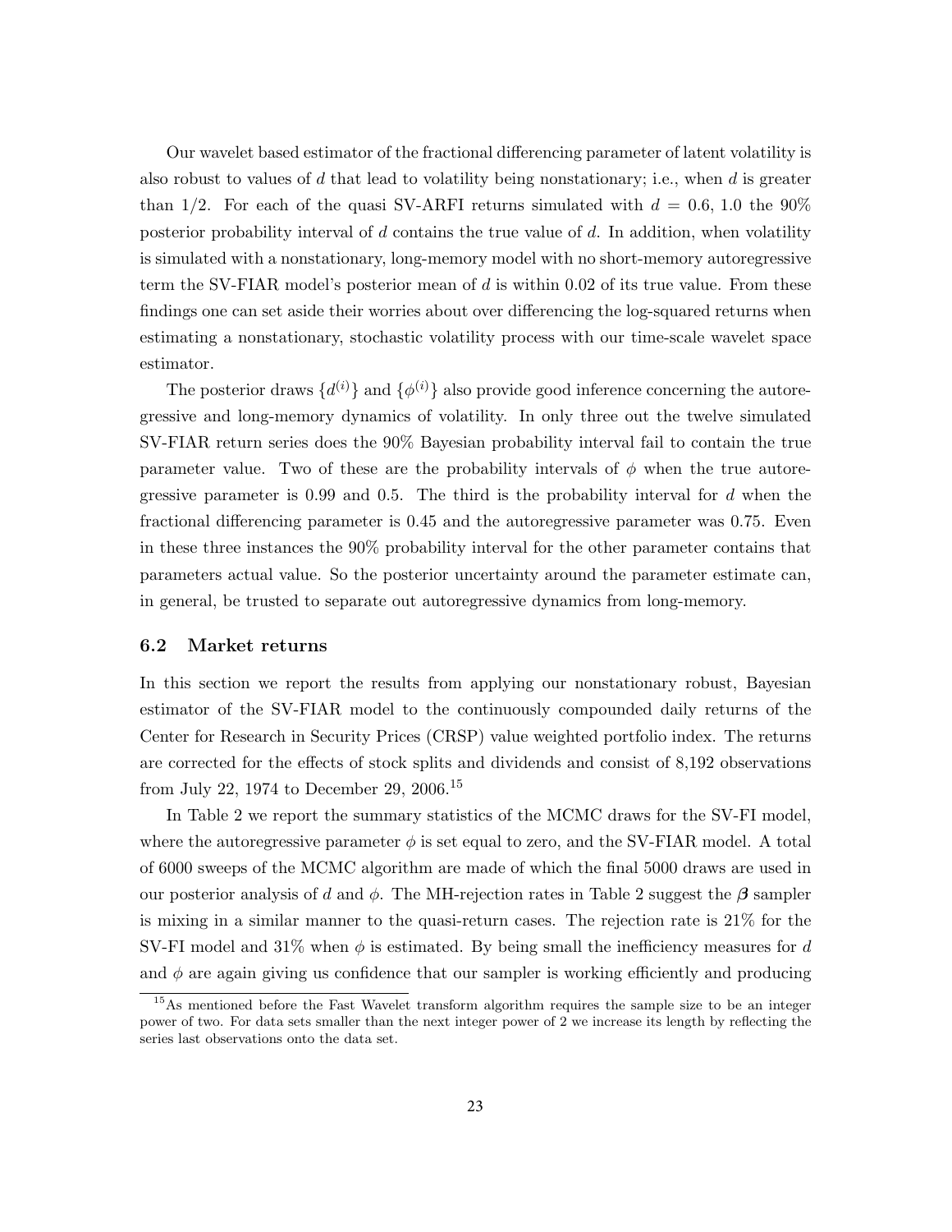Our wavelet based estimator of the fractional differencing parameter of latent volatility is also robust to values of $d$ that lead to volatility being nonstationary; i.e., when $d$ is greater than $1/2$. For each of the quasi SV-ARFI returns simulated with $d = 0.6, 1.0$ the 90% posterior probability interval of $d$ contains the true value of $d$. In addition, when volatility is simulated with a nonstationary, long-memory model with no short-memory autoregressive term the SV-FIAR model's posterior mean of $d$ is within 0.02 of its true value. From these findings one can set aside their worries about over differencing the log-squared returns when estimating a nonstationary, stochastic volatility process with our time-scale wavelet space estimator.

The posterior draws $\{d^{(i)}\}$ and $\{\phi^{(i)}\}$ also provide good inference concerning the autoregressive and long-memory dynamics of volatility. In only three out the twelve simulated SV-FIAR return series does the 90% Bayesian probability interval fail to contain the true parameter value. Two of these are the probability intervals of $\phi$ when the true autoregressive parameter is 0.99 and 0.5. The third is the probability interval for $d$ when the fractional differencing parameter is 0.45 and the autoregressive parameter was 0.75. Even in these three instances the 90% probability interval for the other parameter contains that parameters actual value. So the posterior uncertainty around the parameter estimate can, in general, be trusted to separate out autoregressive dynamics from long-memory.

### 6.2 Market returns

In this section we report the results from applying our nonstationary robust, Bayesian estimator of the SV-FIAR model to the continuously compounded daily returns of the Center for Research in Security Prices (CRSP) value weighted portfolio index. The returns are corrected for the effects of stock splits and dividends and consist of 8,192 observations from July 22, 1974 to December 29, 2006.[15]

In Table 2 we report the summary statistics of the MCMC draws for the SV-FI model, where the autoregressive parameter $\phi$ is set equal to zero, and the SV-FIAR model. A total of 6000 sweeps of the MCMC algorithm are made of which the final 5000 draws are used in our posterior analysis of $d$ and $\phi$. The MH-rejection rates in Table 2 suggest the $\boldsymbol{\beta}$ sampler is mixing in a similar manner to the quasi-return cases. The rejection rate is 21% for the SV-FI model and 31% when $\phi$ is estimated. By being small the inefficiency measures for $d$ and $\phi$ are again giving us confidence that our sampler is working efficiently and producing

[15] As mentioned before the Fast Wavelet transform algorithm requires the sample size to be an integer power of two. For data sets smaller than the next integer power of 2 we increase its length by reflecting the series last observations onto the data set.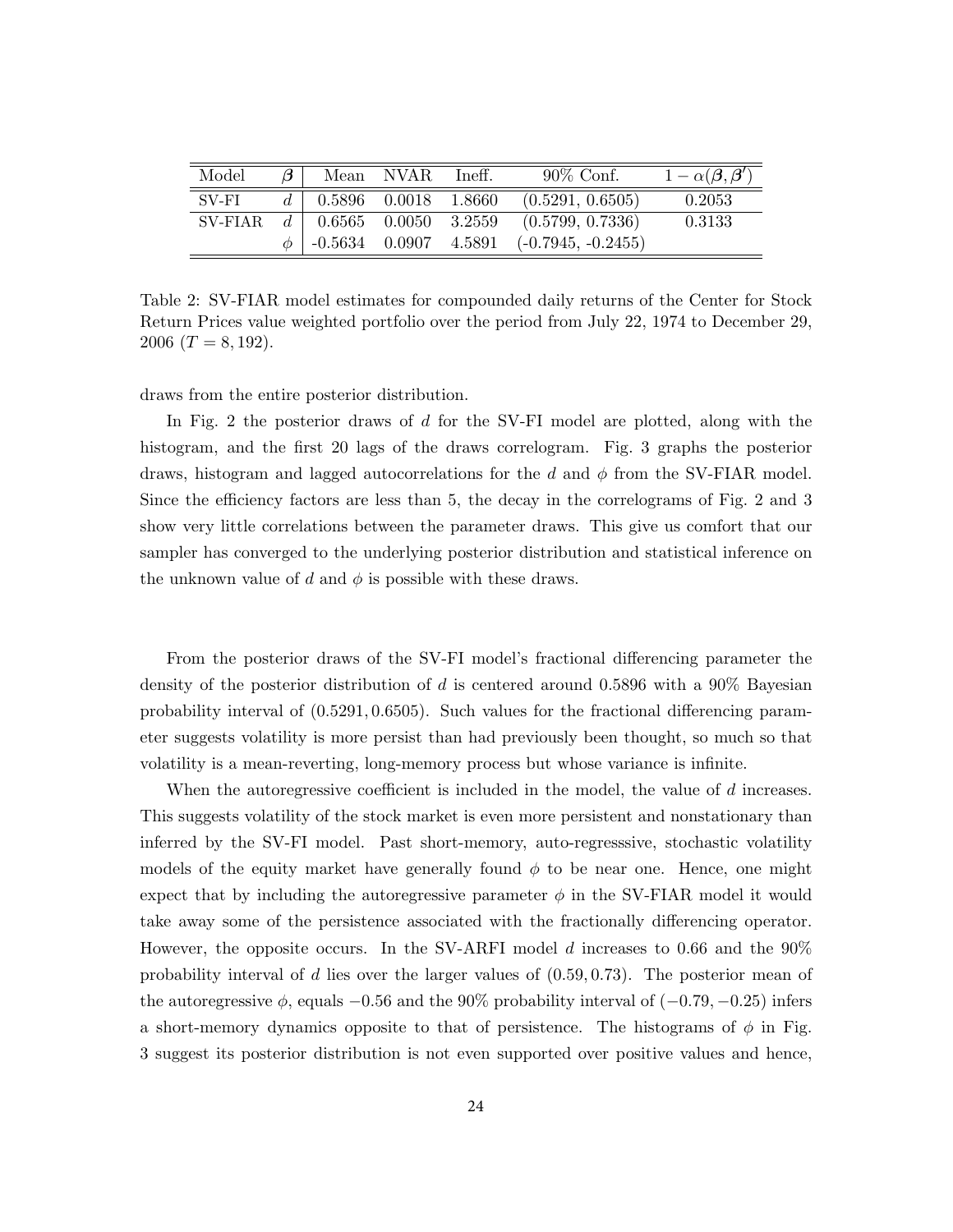| Model | $\boldsymbol{\beta}$ | Mean | NVAR | Ineff. | 90% Conf. | $1-\alpha(\boldsymbol{\beta},\boldsymbol{\beta}')$ |
|---|---|---|---|---|---|---|
| SV-FI | $d$ | 0.5896 | 0.0018 | 1.8660 | (0.5291, 0.6505) | 0.2053 |
| SV-FIAR | $d$ | 0.6565 | 0.0050 | 3.2559 | (0.5799, 0.7336) | 0.3133 |
| | $\phi$ | -0.5634 | 0.0907 | 4.5891 | (-0.7945, -0.2455) | |

Table 2: SV-FIAR model estimates for compounded daily returns of the Center for Stock Return Prices value weighted portfolio over the period from July 22, 1974 to December 29, 2006 ($T = 8,192$).

draws from the entire posterior distribution.

In Fig. 2 the posterior draws of $d$ for the SV-FI model are plotted, along with the histogram, and the first 20 lags of the draws correlogram. Fig. 3 graphs the posterior draws, histogram and lagged autocorrelations for the $d$ and $\phi$ from the SV-FIAR model. Since the efficiency factors are less than 5, the decay in the correlograms of Fig. 2 and 3 show very little correlations between the parameter draws. This give us comfort that our sampler has converged to the underlying posterior distribution and statistical inference on the unknown value of $d$ and $\phi$ is possible with these draws.

From the posterior draws of the SV-FI model's fractional differencing parameter the density of the posterior distribution of $d$ is centered around 0.5896 with a 90% Bayesian probability interval of $(0.5291, 0.6505)$. Such values for the fractional differencing parameter suggests volatility is more persist than had previously been thought, so much so that volatility is a mean-reverting, long-memory process but whose variance is infinite.

When the autoregressive coefficient is included in the model, the value of $d$ increases. This suggests volatility of the stock market is even more persistent and nonstationary than inferred by the SV-FI model. Past short-memory, auto-regresssive, stochastic volatility models of the equity market have generally found $\phi$ to be near one. Hence, one might expect that by including the autoregressive parameter $\phi$ in the SV-FIAR model it would take away some of the persistence associated with the fractionally differencing operator. However, the opposite occurs. In the SV-ARFI model $d$ increases to 0.66 and the 90% probability interval of $d$ lies over the larger values of $(0.59, 0.73)$. The posterior mean of the autoregressive $\phi$, equals $-0.56$ and the 90% probability interval of $(-0.79, -0.25)$ infers a short-memory dynamics opposite to that of persistence. The histograms of $\phi$ in Fig. 3 suggest its posterior distribution is not even supported over positive values and hence,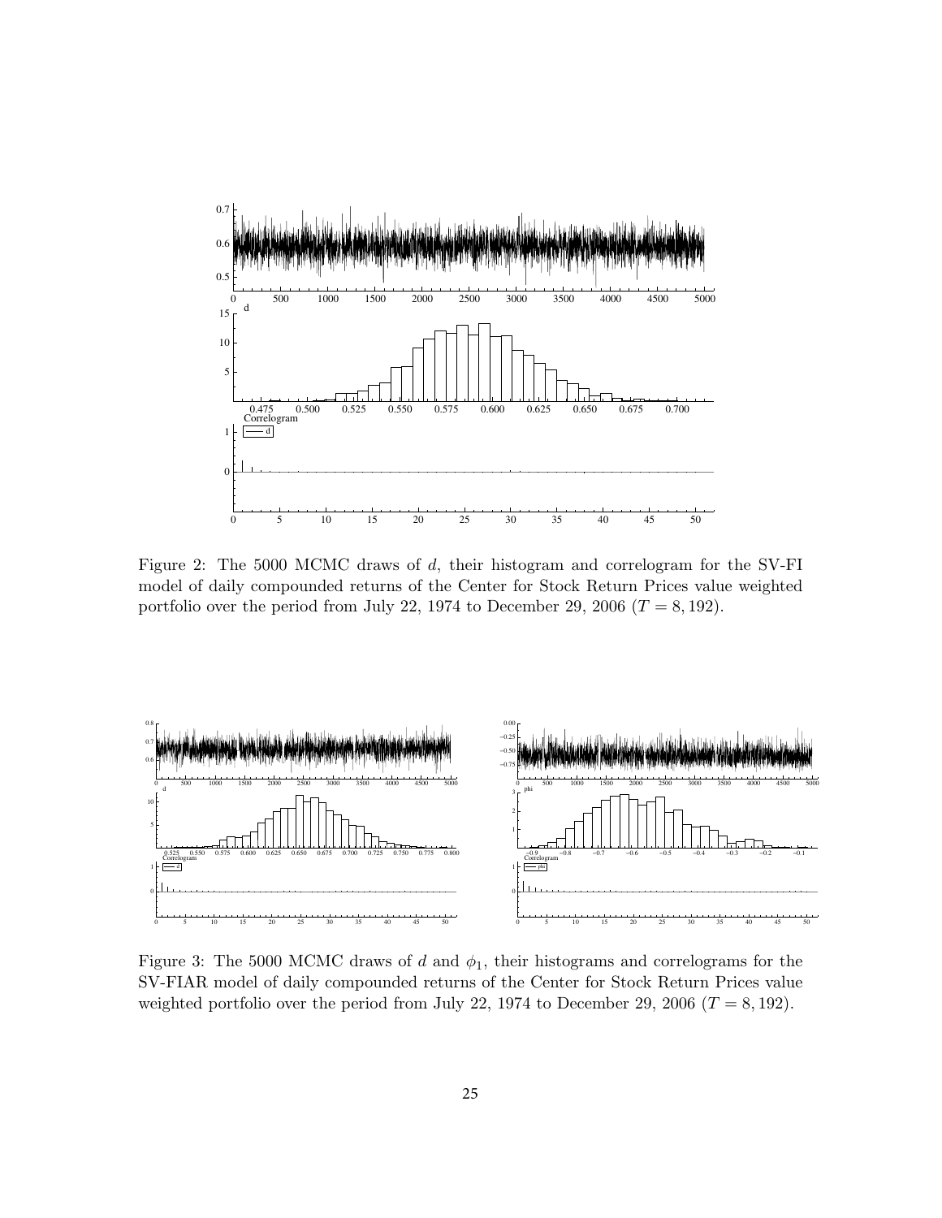Figure 2: The 5000 MCMC draws of $d$, their histogram and correlogram for the SV-FI model of daily compounded returns of the Center for Stock Return Prices value weighted portfolio over the period from July 22, 1974 to December 29, 2006 ($T = 8,192$).

Figure 3: The 5000 MCMC draws of $d$ and $\phi_1$, their histograms and correlograms for the SV-FIAR model of daily compounded returns of the Center for Stock Return Prices value weighted portfolio over the period from July 22, 1974 to December 29, 2006 ($T = 8,192$).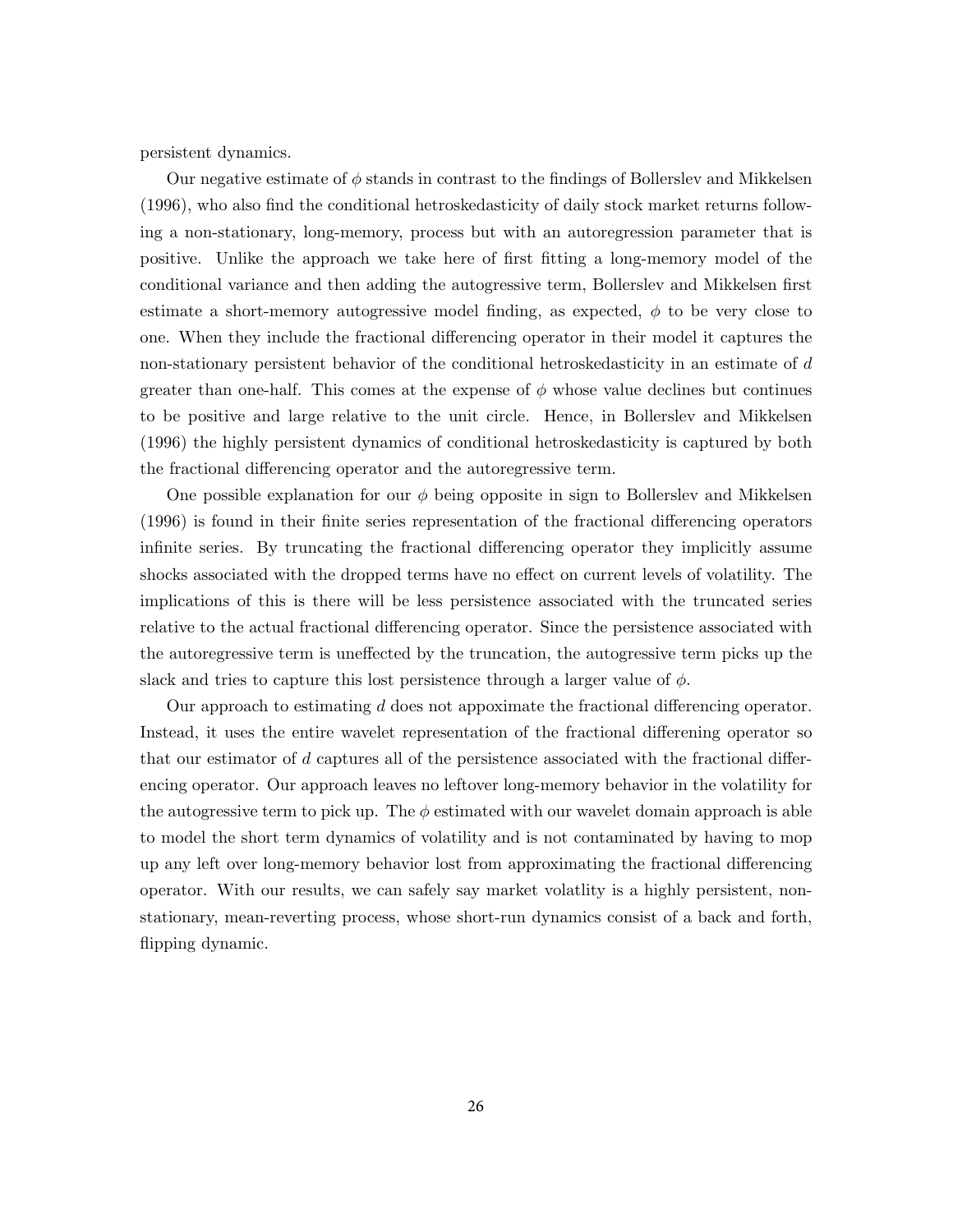persistent dynamics.

Our negative estimate of $\phi$ stands in contrast to the findings of Bollerslev and Mikkelsen (1996), who also find the conditional hetroskedasticity of daily stock market returns following a non-stationary, long-memory, process but with an autoregression parameter that is positive. Unlike the approach we take here of first fitting a long-memory model of the conditional variance and then adding the autogressive term, Bollerslev and Mikkelsen first estimate a short-memory autogressive model finding, as expected, $\phi$ to be very close to one. When they include the fractional differencing operator in their model it captures the non-stationary persistent behavior of the conditional hetroskedasticity in an estimate of $d$ greater than one-half. This comes at the expense of $\phi$ whose value declines but continues to be positive and large relative to the unit circle. Hence, in Bollerslev and Mikkelsen (1996) the highly persistent dynamics of conditional hetroskedasticity is captured by both the fractional differencing operator and the autoregressive term.

One possible explanation for our $\phi$ being opposite in sign to Bollerslev and Mikkelsen (1996) is found in their finite series representation of the fractional differencing operators infinite series. By truncating the fractional differencing operator they implicitly assume shocks associated with the dropped terms have no effect on current levels of volatility. The implications of this is there will be less persistence associated with the truncated series relative to the actual fractional differencing operator. Since the persistence associated with the autoregressive term is uneffected by the truncation, the autogressive term picks up the slack and tries to capture this lost persistence through a larger value of $\phi$.

Our approach to estimating $d$ does not appoximate the fractional differencing operator. Instead, it uses the entire wavelet representation of the fractional differening operator so that our estimator of $d$ captures all of the persistence associated with the fractional differencing operator. Our approach leaves no leftover long-memory behavior in the volatility for the autogressive term to pick up. The $\phi$ estimated with our wavelet domain approach is able to model the short term dynamics of volatility and is not contaminated by having to mop up any left over long-memory behavior lost from approximating the fractional differencing operator. With our results, we can safely say market volatlity is a highly persistent, non-stationary, mean-reverting process, whose short-run dynamics consist of a back and forth, flipping dynamic.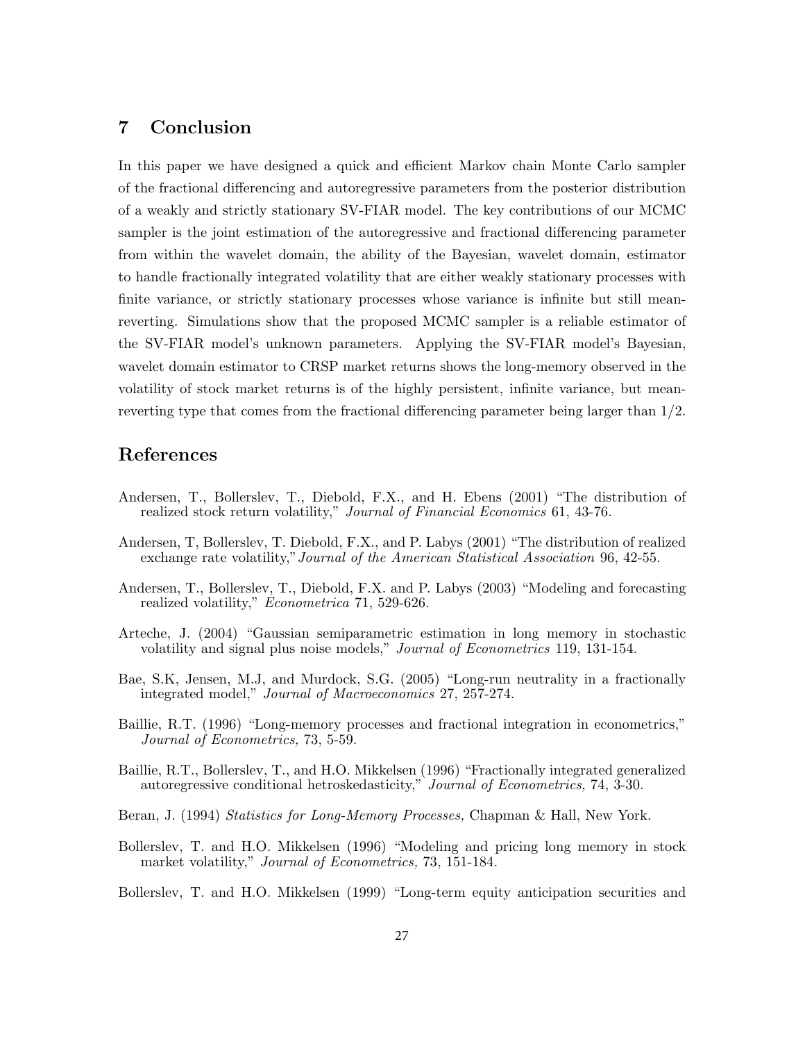## 7 Conclusion

In this paper we have designed a quick and efficient Markov chain Monte Carlo sampler of the fractional differencing and autoregressive parameters from the posterior distribution of a weakly and strictly stationary SV-FIAR model. The key contributions of our MCMC sampler is the joint estimation of the autoregressive and fractional differencing parameter from within the wavelet domain, the ability of the Bayesian, wavelet domain, estimator to handle fractionally integrated volatility that are either weakly stationary processes with finite variance, or strictly stationary processes whose variance is infinite but still mean-reverting. Simulations show that the proposed MCMC sampler is a reliable estimator of the SV-FIAR model's unknown parameters. Applying the SV-FIAR model's Bayesian, wavelet domain estimator to CRSP market returns shows the long-memory observed in the volatility of stock market returns is of the highly persistent, infinite variance, but mean-reverting type that comes from the fractional differencing parameter being larger than 1/2.

## References

Andersen, T., Bollerslev, T., Diebold, F.X., and H. Ebens (2001) "The distribution of realized stock return volatility," *Journal of Financial Economics* 61, 43-76.

Andersen, T, Bollerslev, T. Diebold, F.X., and P. Labys (2001) "The distribution of realized exchange rate volatility," *Journal of the American Statistical Association* 96, 42-55.

Andersen, T., Bollerslev, T., Diebold, F.X. and P. Labys (2003) "Modeling and forecasting realized volatility," *Econometrica* 71, 529-626.

Arteche, J. (2004) "Gaussian semiparametric estimation in long memory in stochastic volatility and signal plus noise models," *Journal of Econometrics* 119, 131-154.

Bae, S.K, Jensen, M.J, and Murdock, S.G. (2005) "Long-run neutrality in a fractionally integrated model," *Journal of Macroeconomics* 27, 257-274.

Baillie, R.T. (1996) "Long-memory processes and fractional integration in econometrics," *Journal of Econometrics,* 73, 5-59.

Baillie, R.T., Bollerslev, T., and H.O. Mikkelsen (1996) "Fractionally integrated generalized autoregressive conditional hetroskedasticity," *Journal of Econometrics,* 74, 3-30.

Beran, J. (1994) *Statistics for Long-Memory Processes,* Chapman & Hall, New York.

Bollerslev, T. and H.O. Mikkelsen (1996) "Modeling and pricing long memory in stock market volatility," *Journal of Econometrics,* 73, 151-184.

Bollerslev, T. and H.O. Mikkelsen (1999) "Long-term equity anticipation securities and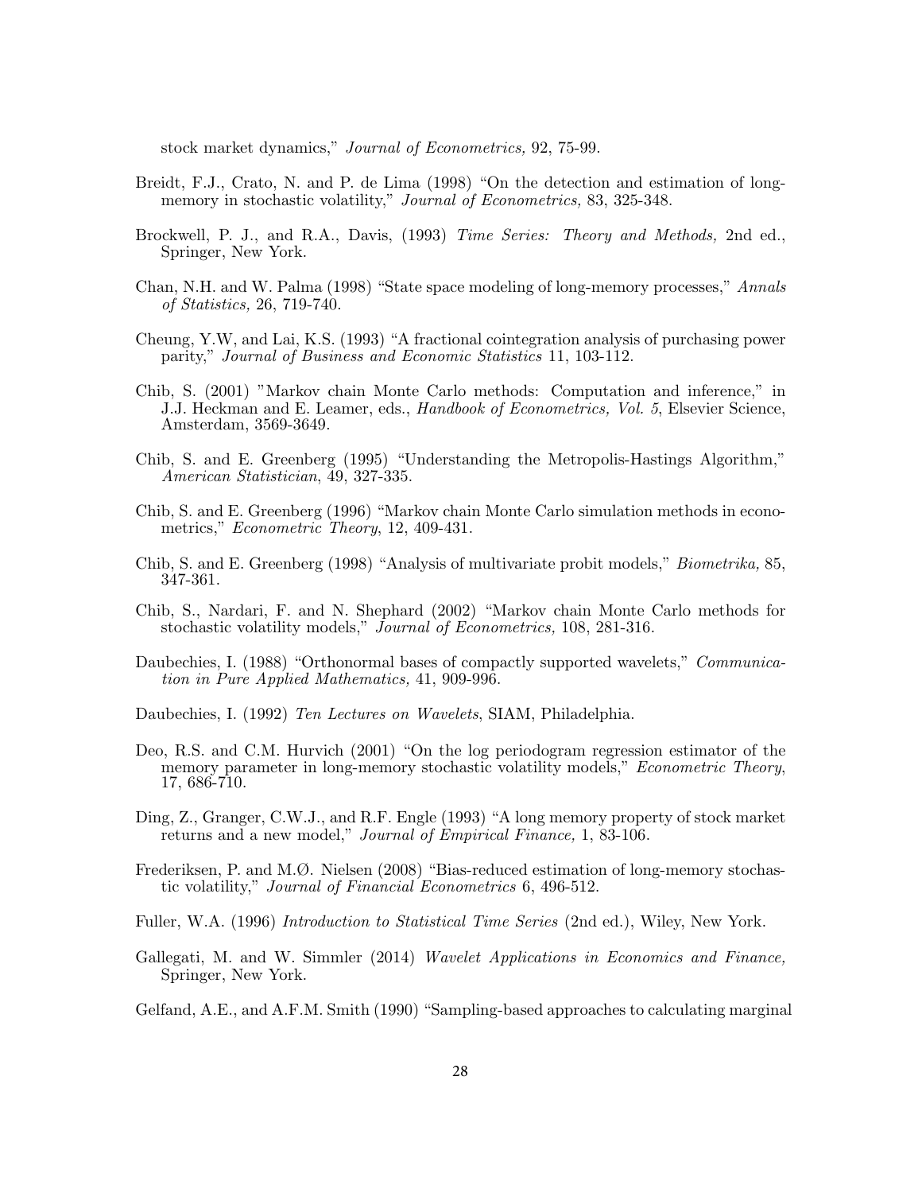stock market dynamics," *Journal of Econometrics,* 92, 75-99.

Breidt, F.J., Crato, N. and P. de Lima (1998) "On the detection and estimation of long-memory in stochastic volatility," *Journal of Econometrics,* 83, 325-348.

Brockwell, P. J., and R.A., Davis, (1993) *Time Series: Theory and Methods,* 2nd ed., Springer, New York.

Chan, N.H. and W. Palma (1998) "State space modeling of long-memory processes," *Annals of Statistics,* 26, 719-740.

Cheung, Y.W, and Lai, K.S. (1993) "A fractional cointegration analysis of purchasing power parity," *Journal of Business and Economic Statistics* 11, 103-112.

Chib, S. (2001) "Markov chain Monte Carlo methods: Computation and inference," in J.J. Heckman and E. Leamer, eds., *Handbook of Econometrics, Vol. 5*, Elsevier Science, Amsterdam, 3569-3649.

Chib, S. and E. Greenberg (1995) "Understanding the Metropolis-Hastings Algorithm," *American Statistician*, 49, 327-335.

Chib, S. and E. Greenberg (1996) "Markov chain Monte Carlo simulation methods in econometrics," *Econometric Theory*, 12, 409-431.

Chib, S. and E. Greenberg (1998) "Analysis of multivariate probit models," *Biometrika,* 85, 347-361.

Chib, S., Nardari, F. and N. Shephard (2002) "Markov chain Monte Carlo methods for stochastic volatility models," *Journal of Econometrics,* 108, 281-316.

Daubechies, I. (1988) "Orthonormal bases of compactly supported wavelets," *Communication in Pure Applied Mathematics,* 41, 909-996.

Daubechies, I. (1992) *Ten Lectures on Wavelets*, SIAM, Philadelphia.

Deo, R.S. and C.M. Hurvich (2001) "On the log periodogram regression estimator of the memory parameter in long-memory stochastic volatility models," *Econometric Theory*, 17, 686-710.

Ding, Z., Granger, C.W.J., and R.F. Engle (1993) "A long memory property of stock market returns and a new model," *Journal of Empirical Finance,* 1, 83-106.

Frederiksen, P. and M.Ø. Nielsen (2008) "Bias-reduced estimation of long-memory stochastic volatility," *Journal of Financial Econometrics* 6, 496-512.

Fuller, W.A. (1996) *Introduction to Statistical Time Series* (2nd ed.), Wiley, New York.

Gallegati, M. and W. Simmler (2014) *Wavelet Applications in Economics and Finance,* Springer, New York.

Gelfand, A.E., and A.F.M. Smith (1990) "Sampling-based approaches to calculating marginal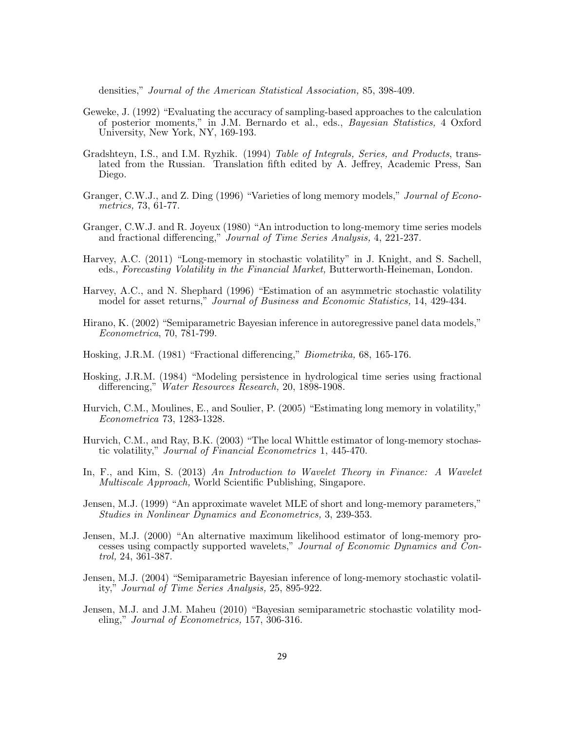densities," *Journal of the American Statistical Association,* 85, 398-409.

Geweke, J. (1992) "Evaluating the accuracy of sampling-based approaches to the calculation of posterior moments," in J.M. Bernardo et al., eds., *Bayesian Statistics,* 4 Oxford University, New York, NY, 169-193.

Gradshteyn, I.S., and I.M. Ryzhik. (1994) *Table of Integrals, Series, and Products*, translated from the Russian. Translation fifth edited by A. Jeffrey, Academic Press, San Diego.

Granger, C.W.J., and Z. Ding (1996) "Varieties of long memory models," *Journal of Econometrics,* 73, 61-77.

Granger, C.W.J. and R. Joyeux (1980) "An introduction to long-memory time series models and fractional differencing," *Journal of Time Series Analysis,* 4, 221-237.

Harvey, A.C. (2011) "Long-memory in stochastic volatility" in J. Knight, and S. Sachell, eds., *Forecasting Volatility in the Financial Market,* Butterworth-Heineman, London.

Harvey, A.C., and N. Shephard (1996) "Estimation of an asymmetric stochastic volatility model for asset returns," *Journal of Business and Economic Statistics,* 14, 429-434.

Hirano, K. (2002) "Semiparametric Bayesian inference in autoregressive panel data models," *Econometrica*, 70, 781-799.

Hosking, J.R.M. (1981) "Fractional differencing," *Biometrika,* 68, 165-176.

Hosking, J.R.M. (1984) "Modeling persistence in hydrological time series using fractional differencing," *Water Resources Research,* 20, 1898-1908.

Hurvich, C.M., Moulines, E., and Soulier, P. (2005) "Estimating long memory in volatility," *Econometrica* 73, 1283-1328.

Hurvich, C.M., and Ray, B.K. (2003) "The local Whittle estimator of long-memory stochastic volatility," *Journal of Financial Econometrics* 1, 445-470.

In, F., and Kim, S. (2013) *An Introduction to Wavelet Theory in Finance: A Wavelet Multiscale Approach,* World Scientific Publishing, Singapore.

Jensen, M.J. (1999) "An approximate wavelet MLE of short and long-memory parameters," *Studies in Nonlinear Dynamics and Econometrics,* 3, 239-353.

Jensen, M.J. (2000) "An alternative maximum likelihood estimator of long-memory processes using compactly supported wavelets," *Journal of Economic Dynamics and Control,* 24, 361-387.

Jensen, M.J. (2004) "Semiparametric Bayesian inference of long-memory stochastic volatility," *Journal of Time Series Analysis,* 25, 895-922.

Jensen, M.J. and J.M. Maheu (2010) "Bayesian semiparametric stochastic volatility modeling," *Journal of Econometrics,* 157, 306-316.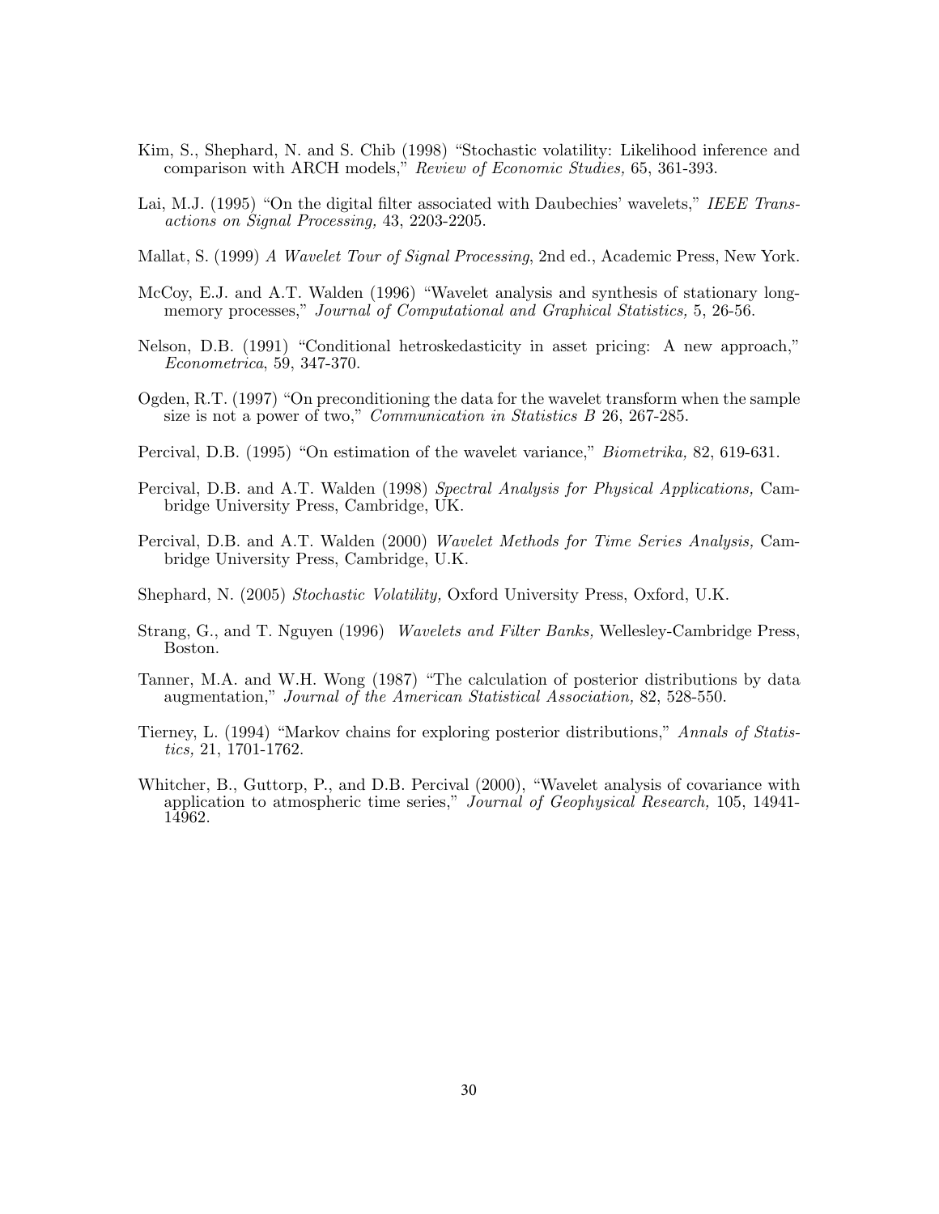Kim, S., Shephard, N. and S. Chib (1998) "Stochastic volatility: Likelihood inference and comparison with ARCH models," *Review of Economic Studies,* 65, 361-393.

Lai, M.J. (1995) "On the digital filter associated with Daubechies' wavelets," *IEEE Transactions on Signal Processing,* 43, 2203-2205.

Mallat, S. (1999) *A Wavelet Tour of Signal Processing*, 2nd ed., Academic Press, New York.

McCoy, E.J. and A.T. Walden (1996) "Wavelet analysis and synthesis of stationary long-memory processes," *Journal of Computational and Graphical Statistics,* 5, 26-56.

Nelson, D.B. (1991) "Conditional hetroskedasticity in asset pricing: A new approach," *Econometrica*, 59, 347-370.

Ogden, R.T. (1997) "On preconditioning the data for the wavelet transform when the sample size is not a power of two," *Communication in Statistics B* 26, 267-285.

Percival, D.B. (1995) "On estimation of the wavelet variance," *Biometrika,* 82, 619-631.

Percival, D.B. and A.T. Walden (1998) *Spectral Analysis for Physical Applications,* Cambridge University Press, Cambridge, UK.

Percival, D.B. and A.T. Walden (2000) *Wavelet Methods for Time Series Analysis,* Cambridge University Press, Cambridge, U.K.

Shephard, N. (2005) *Stochastic Volatility,* Oxford University Press, Oxford, U.K.

Strang, G., and T. Nguyen (1996) *Wavelets and Filter Banks,* Wellesley-Cambridge Press, Boston.

Tanner, M.A. and W.H. Wong (1987) "The calculation of posterior distributions by data augmentation," *Journal of the American Statistical Association,* 82, 528-550.

Tierney, L. (1994) "Markov chains for exploring posterior distributions," *Annals of Statistics,* 21, 1701-1762.

Whitcher, B., Guttorp, P., and D.B. Percival (2000), "Wavelet analysis of covariance with application to atmospheric time series," *Journal of Geophysical Research,* 105, 14941-14962.